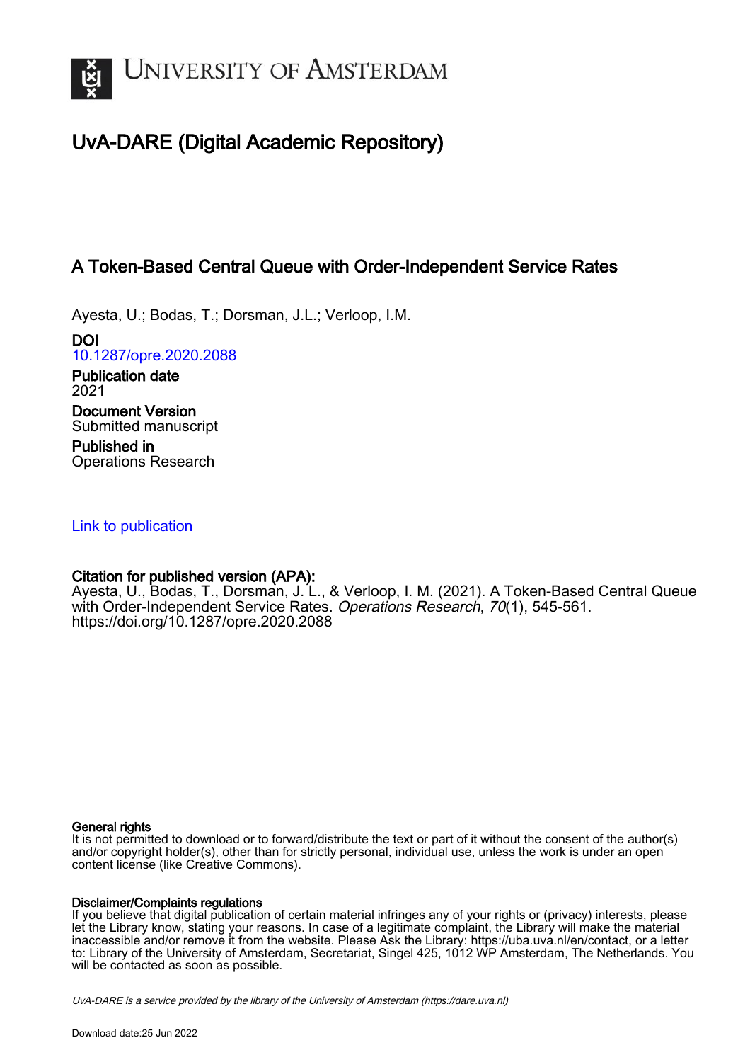UNIVERSITY OF AMSTERDAM

# UvA-DARE (Digital Academic Repository)

## A Token-Based Central Queue with Order-Independent Service Rates

Ayesta, U.; Bodas, T.; Dorsman, J.L.; Verloop, I.M.

**DOI**
10.1287/opre.2020.2088

**Publication date**
2021

**Document Version**
Submitted manuscript

**Published in**
Operations Research

Link to publication

**Citation for published version (APA):**
Ayesta, U., Bodas, T., Dorsman, J. L., & Verloop, I. M. (2021). A Token-Based Central Queue with Order-Independent Service Rates. *Operations Research*, *70*(1), 545-561. https://doi.org/10.1287/opre.2020.2088

**General rights**
It is not permitted to download or to forward/distribute the text or part of it without the consent of the author(s) and/or copyright holder(s), other than for strictly personal, individual use, unless the work is under an open content license (like Creative Commons).

**Disclaimer/Complaints regulations**
If you believe that digital publication of certain material infringes any of your rights or (privacy) interests, please let the Library know, stating your reasons. In case of a legitimate complaint, the Library will make the material inaccessible and/or remove it from the website. Please Ask the Library: https://uba.uva.nl/en/contact, or a letter to: Library of the University of Amsterdam, Secretariat, Singel 425, 1012 WP Amsterdam, The Netherlands. You will be contacted as soon as possible.

*UvA-DARE is a service provided by the library of the University of Amsterdam (https://dare.uva.nl)*

Download date:25 Jun 2022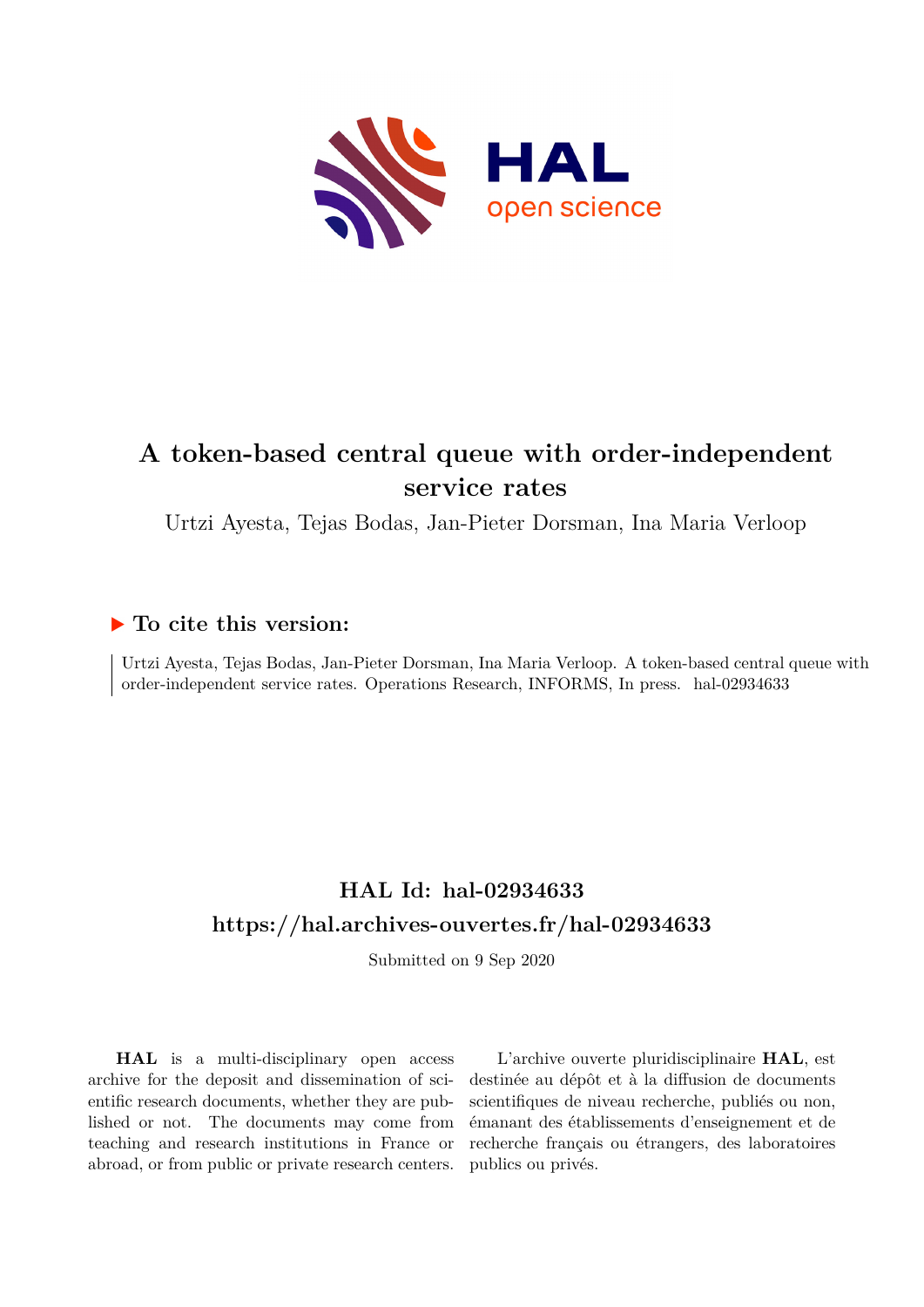# A token-based central queue with order-independent service rates

Urtzi Ayesta, Tejas Bodas, Jan-Pieter Dorsman, Ina Maria Verloop

## ▶ To cite this version:

Urtzi Ayesta, Tejas Bodas, Jan-Pieter Dorsman, Ina Maria Verloop. A token-based central queue with order-independent service rates. Operations Research, INFORMS, In press. hal-02934633

## HAL Id: hal-02934633
## https://hal.archives-ouvertes.fr/hal-02934633

Submitted on 9 Sep 2020

**HAL** is a multi-disciplinary open access archive for the deposit and dissemination of scientific research documents, whether they are published or not. The documents may come from teaching and research institutions in France or abroad, or from public or private research centers.

L'archive ouverte pluridisciplinaire **HAL**, est destinée au dépôt et à la diffusion de documents scientifiques de niveau recherche, publiés ou non, émanant des établissements d'enseignement et de recherche français ou étrangers, des laboratoires publics ou privés.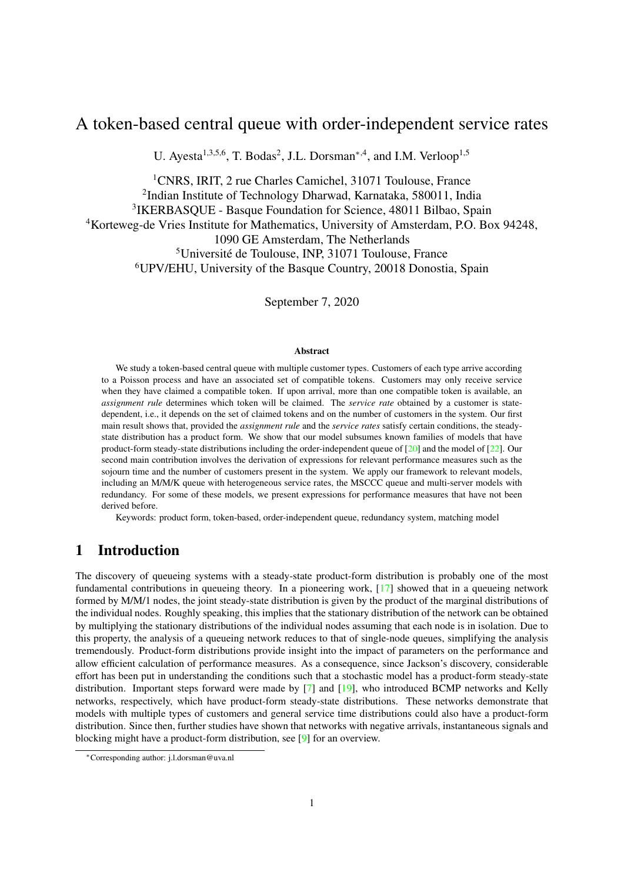# A token-based central queue with order-independent service rates

U. Ayesta[1,3,5,6], T. Bodas[2], J.L. Dorsman[∗,4], and I.M. Verloop[1,5]

[1]CNRS, IRIT, 2 rue Charles Camichel, 31071 Toulouse, France
[2]Indian Institute of Technology Dharwad, Karnataka, 580011, India
[3]IKERBASQUE - Basque Foundation for Science, 48011 Bilbao, Spain
[4]Korteweg-de Vries Institute for Mathematics, University of Amsterdam, P.O. Box 94248, 1090 GE Amsterdam, The Netherlands
[5]Université de Toulouse, INP, 31071 Toulouse, France
[6]UPV/EHU, University of the Basque Country, 20018 Donostia, Spain

September 7, 2020

### Abstract

We study a token-based central queue with multiple customer types. Customers of each type arrive according to a Poisson process and have an associated set of compatible tokens. Customers may only receive service when they have claimed a compatible token. If upon arrival, more than one compatible token is available, an *assignment rule* determines which token will be claimed. The *service rate* obtained by a customer is state-dependent, i.e., it depends on the set of claimed tokens and on the number of customers in the system. Our first main result shows that, provided the *assignment rule* and the *service rates* satisfy certain conditions, the steady-state distribution has a product form. We show that our model subsumes known families of models that have product-form steady-state distributions including the order-independent queue of [20] and the model of [22]. Our second main contribution involves the derivation of expressions for relevant performance measures such as the sojourn time and the number of customers present in the system. We apply our framework to relevant models, including an M/M/K queue with heterogeneous service rates, the MSCCC queue and multi-server models with redundancy. For some of these models, we present expressions for performance measures that have not been derived before.

Keywords: product form, token-based, order-independent queue, redundancy system, matching model

## 1 Introduction

The discovery of queueing systems with a steady-state product-form distribution is probably one of the most fundamental contributions in queueing theory. In a pioneering work, [17] showed that in a queueing network formed by M/M/1 nodes, the joint steady-state distribution is given by the product of the marginal distributions of the individual nodes. Roughly speaking, this implies that the stationary distribution of the network can be obtained by multiplying the stationary distributions of the individual nodes assuming that each node is in isolation. Due to this property, the analysis of a queueing network reduces to that of single-node queues, simplifying the analysis tremendously. Product-form distributions provide insight into the impact of parameters on the performance and allow efficient calculation of performance measures. As a consequence, since Jackson's discovery, considerable effort has been put in understanding the conditions such that a stochastic model has a product-form steady-state distribution. Important steps forward were made by [7] and [19], who introduced BCMP networks and Kelly networks, respectively, which have product-form steady-state distributions. These networks demonstrate that models with multiple types of customers and general service time distributions could also have a product-form distribution. Since then, further studies have shown that networks with negative arrivals, instantaneous signals and blocking might have a product-form distribution, see [9] for an overview.

∗Corresponding author: j.l.dorsman@uva.nl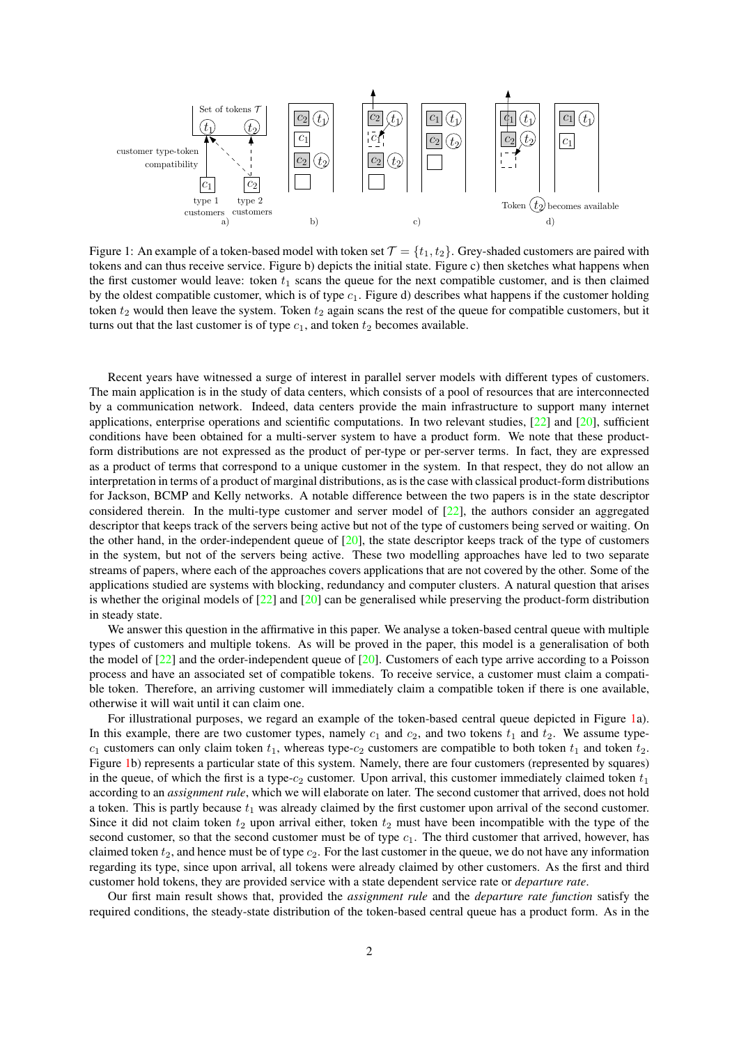Figure 1: An example of a token-based model with token set $\mathcal{T} = \{t_1, t_2\}$. Grey-shaded customers are paired with tokens and can thus receive service. Figure b) depicts the initial state. Figure c) then sketches what happens when the first customer would leave: token $t_1$ scans the queue for the next compatible customer, and is then claimed by the oldest compatible customer, which is of type $c_1$. Figure d) describes what happens if the customer holding token $t_2$ would then leave the system. Token $t_2$ again scans the rest of the queue for compatible customers, but it turns out that the last customer is of type $c_1$, and token $t_2$ becomes available.

Recent years have witnessed a surge of interest in parallel server models with different types of customers. The main application is in the study of data centers, which consists of a pool of resources that are interconnected by a communication network. Indeed, data centers provide the main infrastructure to support many internet applications, enterprise operations and scientific computations. In two relevant studies, [22] and [20], sufficient conditions have been obtained for a multi-server system to have a product form. We note that these product-form distributions are not expressed as the product of per-type or per-server terms. In fact, they are expressed as a product of terms that correspond to a unique customer in the system. In that respect, they do not allow an interpretation in terms of a product of marginal distributions, as is the case with classical product-form distributions for Jackson, BCMP and Kelly networks. A notable difference between the two papers is in the state descriptor considered therein. In the multi-type customer and server model of [22], the authors consider an aggregated descriptor that keeps track of the servers being active but not of the type of customers being served or waiting. On the other hand, in the order-independent queue of [20], the state descriptor keeps track of the type of customers in the system, but not of the servers being active. These two modelling approaches have led to two separate streams of papers, where each of the approaches covers applications that are not covered by the other. Some of the applications studied are systems with blocking, redundancy and computer clusters. A natural question that arises is whether the original models of [22] and [20] can be generalised while preserving the product-form distribution in steady state.

We answer this question in the affirmative in this paper. We analyse a token-based central queue with multiple types of customers and multiple tokens. As will be proved in the paper, this model is a generalisation of both the model of [22] and the order-independent queue of [20]. Customers of each type arrive according to a Poisson process and have an associated set of compatible tokens. To receive service, a customer must claim a compatible token. Therefore, an arriving customer will immediately claim a compatible token if there is one available, otherwise it will wait until it can claim one.

For illustrational purposes, we regard an example of the token-based central queue depicted in Figure 1a). In this example, there are two customer types, namely $c_1$ and $c_2$, and two tokens $t_1$ and $t_2$. We assume type-$c_1$ customers can only claim token $t_1$, whereas type-$c_2$ customers are compatible to both token $t_1$ and token $t_2$. Figure 1b) represents a particular state of this system. Namely, there are four customers (represented by squares) in the queue, of which the first is a type-$c_2$ customer. Upon arrival, this customer immediately claimed token $t_1$ according to an *assignment rule*, which we will elaborate on later. The second customer that arrived, does not hold a token. This is partly because $t_1$ was already claimed by the first customer upon arrival of the second customer. Since it did not claim token $t_2$ upon arrival either, token $t_2$ must have been incompatible with the type of the second customer, so that the second customer must be of type $c_1$. The third customer that arrived, however, has claimed token $t_2$, and hence must be of type $c_2$. For the last customer in the queue, we do not have any information regarding its type, since upon arrival, all tokens were already claimed by other customers. As the first and third customer hold tokens, they are provided service with a state dependent service rate or *departure rate*.

Our first main result shows that, provided the *assignment rule* and the *departure rate function* satisfy the required conditions, the steady-state distribution of the token-based central queue has a product form. As in the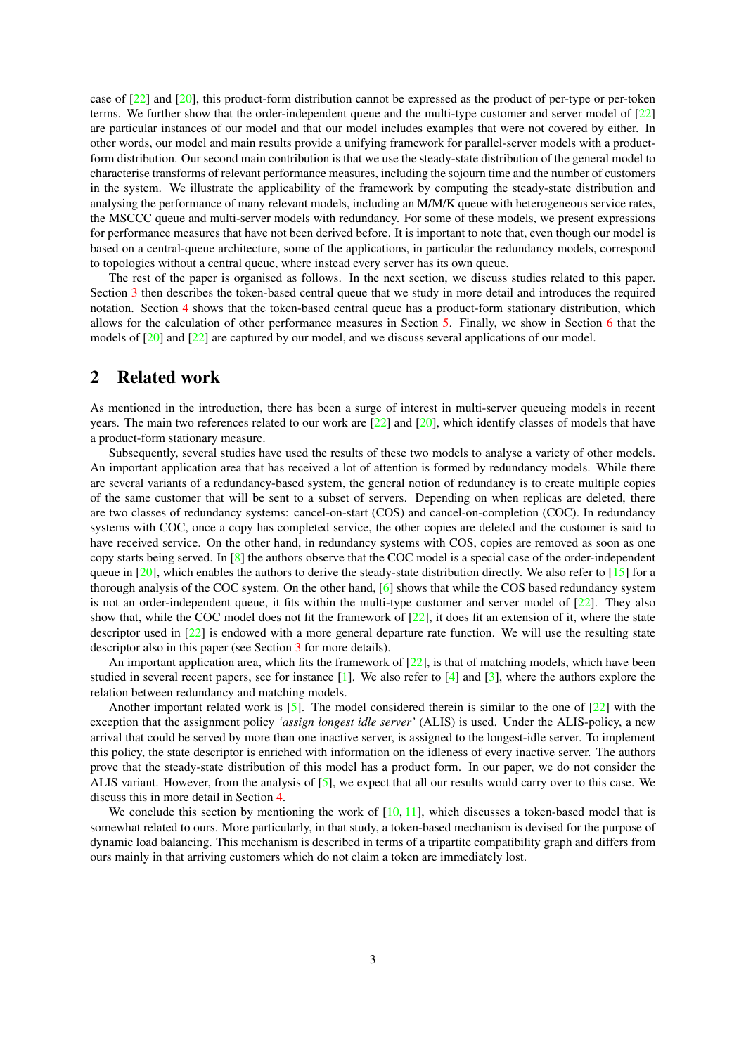case of [22] and [20], this product-form distribution cannot be expressed as the product of per-type or per-token terms. We further show that the order-independent queue and the multi-type customer and server model of [22] are particular instances of our model and that our model includes examples that were not covered by either. In other words, our model and main results provide a unifying framework for parallel-server models with a product-form distribution. Our second main contribution is that we use the steady-state distribution of the general model to characterise transforms of relevant performance measures, including the sojourn time and the number of customers in the system. We illustrate the applicability of the framework by computing the steady-state distribution and analysing the performance of many relevant models, including an M/M/K queue with heterogeneous service rates, the MSCCC queue and multi-server models with redundancy. For some of these models, we present expressions for performance measures that have not been derived before. It is important to note that, even though our model is based on a central-queue architecture, some of the applications, in particular the redundancy models, correspond to topologies without a central queue, where instead every server has its own queue.

The rest of the paper is organised as follows. In the next section, we discuss studies related to this paper. Section 3 then describes the token-based central queue that we study in more detail and introduces the required notation. Section 4 shows that the token-based central queue has a product-form stationary distribution, which allows for the calculation of other performance measures in Section 5. Finally, we show in Section 6 that the models of [20] and [22] are captured by our model, and we discuss several applications of our model.

## 2 Related work

As mentioned in the introduction, there has been a surge of interest in multi-server queueing models in recent years. The main two references related to our work are [22] and [20], which identify classes of models that have a product-form stationary measure.

Subsequently, several studies have used the results of these two models to analyse a variety of other models. An important application area that has received a lot of attention is formed by redundancy models. While there are several variants of a redundancy-based system, the general notion of redundancy is to create multiple copies of the same customer that will be sent to a subset of servers. Depending on when replicas are deleted, there are two classes of redundancy systems: cancel-on-start (COS) and cancel-on-completion (COC). In redundancy systems with COC, once a copy has completed service, the other copies are deleted and the customer is said to have received service. On the other hand, in redundancy systems with COS, copies are removed as soon as one copy starts being served. In [8] the authors observe that the COC model is a special case of the order-independent queue in [20], which enables the authors to derive the steady-state distribution directly. We also refer to [15] for a thorough analysis of the COC system. On the other hand, [6] shows that while the COS based redundancy system is not an order-independent queue, it fits within the multi-type customer and server model of [22]. They also show that, while the COC model does not fit the framework of [22], it does fit an extension of it, where the state descriptor used in [22] is endowed with a more general departure rate function. We will use the resulting state descriptor also in this paper (see Section 3 for more details).

An important application area, which fits the framework of [22], is that of matching models, which have been studied in several recent papers, see for instance [1]. We also refer to [4] and [3], where the authors explore the relation between redundancy and matching models.

Another important related work is [5]. The model considered therein is similar to the one of [22] with the exception that the assignment policy *'assign longest idle server'* (ALIS) is used. Under the ALIS-policy, a new arrival that could be served by more than one inactive server, is assigned to the longest-idle server. To implement this policy, the state descriptor is enriched with information on the idleness of every inactive server. The authors prove that the steady-state distribution of this model has a product form. In our paper, we do not consider the ALIS variant. However, from the analysis of [5], we expect that all our results would carry over to this case. We discuss this in more detail in Section 4.

We conclude this section by mentioning the work of [10, 11], which discusses a token-based model that is somewhat related to ours. More particularly, in that study, a token-based mechanism is devised for the purpose of dynamic load balancing. This mechanism is described in terms of a tripartite compatibility graph and differs from ours mainly in that arriving customers which do not claim a token are immediately lost.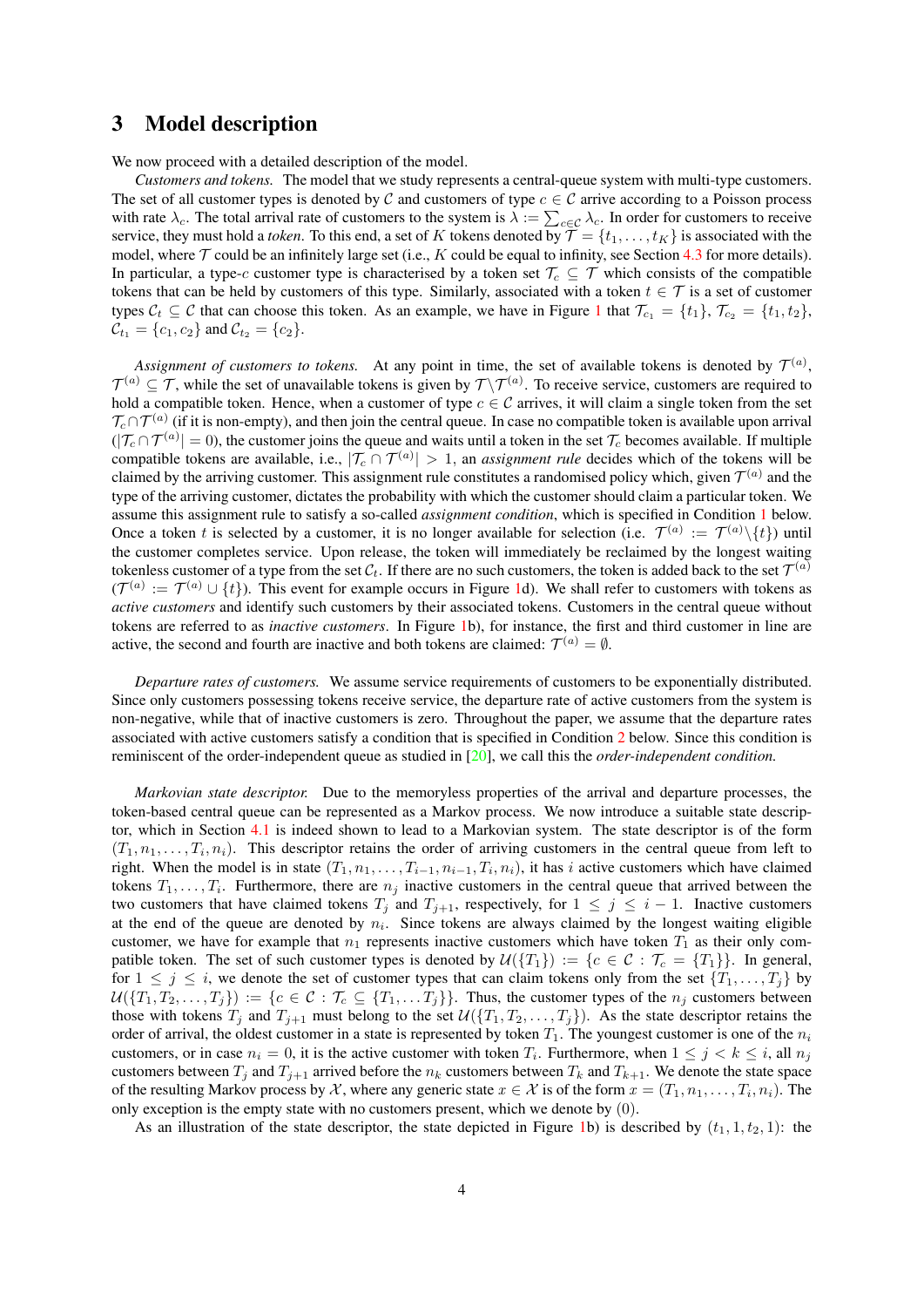# 3 Model description

We now proceed with a detailed description of the model.

*Customers and tokens.* The model that we study represents a central-queue system with multi-type customers. The set of all customer types is denoted by $\mathcal{C}$ and customers of type $c \in \mathcal{C}$ arrive according to a Poisson process with rate $\lambda_c$. The total arrival rate of customers to the system is $\lambda := \sum_{c\in\mathcal{C}} \lambda_c$. In order for customers to receive service, they must hold a *token*. To this end, a set of $K$ tokens denoted by $\mathcal{T} = \{t_1, \ldots, t_K\}$ is associated with the model, where $\mathcal{T}$ could be an infinitely large set (i.e., $K$ could be equal to infinity, see Section 4.3 for more details). In particular, a type-$c$ customer type is characterised by a token set $\mathcal{T}_c \subseteq \mathcal{T}$ which consists of the compatible tokens that can be held by customers of this type. Similarly, associated with a token $t \in \mathcal{T}$ is a set of customer types $\mathcal{C}_t \subseteq \mathcal{C}$ that can choose this token. As an example, we have in Figure 1 that $\mathcal{T}_{c_1} = \{t_1\}$, $\mathcal{T}_{c_2} = \{t_1, t_2\}$, $\mathcal{C}_{t_1} = \{c_1, c_2\}$ and $\mathcal{C}_{t_2} = \{c_2\}$.

*Assignment of customers to tokens.* At any point in time, the set of available tokens is denoted by $\mathcal{T}^{(a)}$, $\mathcal{T}^{(a)} \subseteq \mathcal{T}$, while the set of unavailable tokens is given by $\mathcal{T}\backslash\mathcal{T}^{(a)}$. To receive service, customers are required to hold a compatible token. Hence, when a customer of type $c \in \mathcal{C}$ arrives, it will claim a single token from the set $\mathcal{T}_c \cap \mathcal{T}^{(a)}$ (if it is non-empty), and then join the central queue. In case no compatible token is available upon arrival ($|\mathcal{T}_c \cap \mathcal{T}^{(a)}| = 0$), the customer joins the queue and waits until a token in the set $\mathcal{T}_c$ becomes available. If multiple compatible tokens are available, i.e., $|\mathcal{T}_c \cap \mathcal{T}^{(a)}| > 1$, an *assignment rule* decides which of the tokens will be claimed by the arriving customer. This assignment rule constitutes a randomised policy which, given $\mathcal{T}^{(a)}$ and the type of the arriving customer, dictates the probability with which the customer should claim a particular token. We assume this assignment rule to satisfy a so-called *assignment condition*, which is specified in Condition 1 below. Once a token $t$ is selected by a customer, it is no longer available for selection (i.e. $\mathcal{T}^{(a)} := \mathcal{T}^{(a)}\backslash\{t\}$) until the customer completes service. Upon release, the token will immediately be reclaimed by the longest waiting tokenless customer of a type from the set $\mathcal{C}_t$. If there are no such customers, the token is added back to the set $\mathcal{T}^{(a)}$ ($\mathcal{T}^{(a)} := \mathcal{T}^{(a)} \cup \{t\}$). This event for example occurs in Figure 1d). We shall refer to customers with tokens as *active customers* and identify such customers by their associated tokens. Customers in the central queue without tokens are referred to as *inactive customers*. In Figure 1b), for instance, the first and third customer in line are active, the second and fourth are inactive and both tokens are claimed: $\mathcal{T}^{(a)} = \emptyset$.

*Departure rates of customers.* We assume service requirements of customers to be exponentially distributed. Since only customers possessing tokens receive service, the departure rate of active customers from the system is non-negative, while that of inactive customers is zero. Throughout the paper, we assume that the departure rates associated with active customers satisfy a condition that is specified in Condition 2 below. Since this condition is reminiscent of the order-independent queue as studied in [20], we call this the *order-independent condition.*

*Markovian state descriptor.* Due to the memoryless properties of the arrival and departure processes, the token-based central queue can be represented as a Markov process. We now introduce a suitable state descriptor, which in Section 4.1 is indeed shown to lead to a Markovian system. The state descriptor is of the form $(T_1, n_1, \ldots, T_i, n_i)$. This descriptor retains the order of arriving customers in the central queue from left to right. When the model is in state $(T_1, n_1, \ldots, T_{i-1}, n_{i-1}, T_i, n_i)$, it has $i$ active customers which have claimed tokens $T_1, \ldots, T_i$. Furthermore, there are $n_j$ inactive customers in the central queue that arrived between the two customers that have claimed tokens $T_j$ and $T_{j+1}$, respectively, for $1 \leq j \leq i-1$. Inactive customers at the end of the queue are denoted by $n_i$. Since tokens are always claimed by the longest waiting eligible customer, we have for example that $n_1$ represents inactive customers which have token $T_1$ as their only compatible token. The set of such customer types is denoted by $\mathcal{U}(\{T_1\}) := \{c \in \mathcal{C} : \mathcal{T}_c = \{T_1\}\}$. In general, for $1 \leq j \leq i$, we denote the set of customer types that can claim tokens only from the set $\{T_1, \ldots, T_j\}$ by $\mathcal{U}(\{T_1, T_2, \ldots, T_j\}) := \{c \in \mathcal{C} : \mathcal{T}_c \subseteq \{T_1, \ldots T_j\}\}$. Thus, the customer types of the $n_j$ customers between those with tokens $T_j$ and $T_{j+1}$ must belong to the set $\mathcal{U}(\{T_1, T_2, \ldots, T_j\})$. As the state descriptor retains the order of arrival, the oldest customer in a state is represented by token $T_1$. The youngest customer is one of the $n_i$ customers, or in case $n_i = 0$, it is the active customer with token $T_i$. Furthermore, when $1 \leq j < k \leq i$, all $n_j$ customers between $T_j$ and $T_{j+1}$ arrived before the $n_k$ customers between $T_k$ and $T_{k+1}$. We denote the state space of the resulting Markov process by $\mathcal{X}$, where any generic state $x \in \mathcal{X}$ is of the form $x = (T_1, n_1, \ldots, T_i, n_i)$. The only exception is the empty state with no customers present, which we denote by $(0)$.

As an illustration of the state descriptor, the state depicted in Figure 1b) is described by $(t_1, 1, t_2, 1)$: the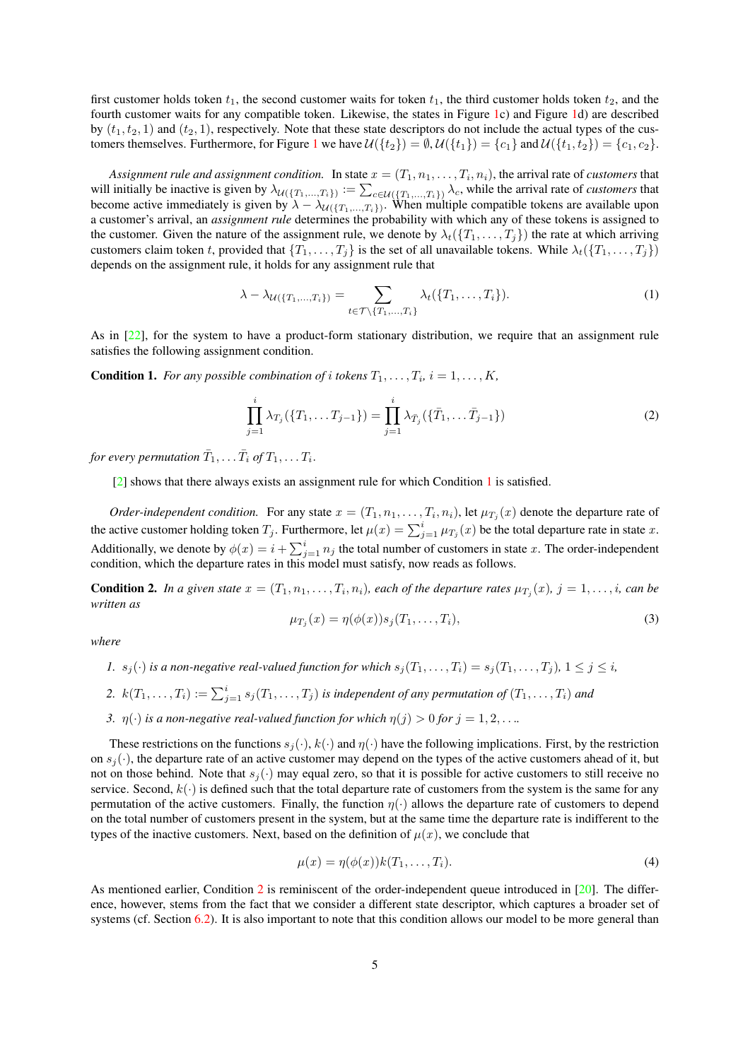first customer holds token $t_1$, the second customer waits for token $t_1$, the third customer holds token $t_2$, and the fourth customer waits for any compatible token. Likewise, the states in Figure 1c) and Figure 1d) are described by $(t_1, t_2, 1)$ and $(t_2, 1)$, respectively. Note that these state descriptors do not include the actual types of the customers themselves. Furthermore, for Figure 1 we have $\mathcal{U}(\{t_2\}) = \emptyset, \mathcal{U}(\{t_1\}) = \{c_1\}$ and $\mathcal{U}(\{t_1, t_2\}) = \{c_1, c_2\}$.

*Assignment rule and assignment condition.* In state $x = (T_1, n_1, \ldots, T_i, n_i)$, the arrival rate of *customers* that will initially be inactive is given by $\lambda_{\mathcal{U}(\{T_1,\ldots,T_i\})} := \sum_{c\in\mathcal{U}(\{T_1,\ldots,T_i\})} \lambda_c$, while the arrival rate of *customers* that become active immediately is given by $\lambda - \lambda_{\mathcal{U}(\{T_1,\ldots,T_i\})}$. When multiple compatible tokens are available upon a customer's arrival, an *assignment rule* determines the probability with which any of these tokens is assigned to the customer. Given the nature of the assignment rule, we denote by $\lambda_t(\{T_1, \ldots, T_j\})$ the rate at which arriving customers claim token $t$, provided that $\{T_1, \ldots, T_j\}$ is the set of all unavailable tokens. While $\lambda_t(\{T_1, \ldots, T_j\})$ depends on the assignment rule, it holds for any assignment rule that

$$\lambda - \lambda_{\mathcal{U}(\{T_1,\ldots,T_i\})} = \sum_{t\in\mathcal{T}\setminus\{T_1,\ldots,T_i\}} \lambda_t(\{T_1, \ldots, T_i\}). \tag{1}$$

As in [22], for the system to have a product-form stationary distribution, we require that an assignment rule satisfies the following assignment condition.

**Condition 1.** *For any possible combination of $i$ tokens $T_1, \ldots, T_i$, $i = 1, \ldots, K$,*

$$\prod_{j=1}^{i} \lambda_{T_j}(\{T_1, \ldots T_{j-1}\}) = \prod_{j=1}^{i} \lambda_{\bar{T}_j}(\{\bar{T}_1, \ldots \bar{T}_{j-1}\}) \tag{2}$$

*for every permutation $\bar{T}_1, \ldots \bar{T}_i$ of $T_1, \ldots T_i$.*

[2] shows that there always exists an assignment rule for which Condition 1 is satisfied.

*Order-independent condition.* For any state $x = (T_1, n_1, \ldots, T_i, n_i)$, let $\mu_{T_j}(x)$ denote the departure rate of the active customer holding token $T_j$. Furthermore, let $\mu(x) = \sum_{j=1}^{i} \mu_{T_j}(x)$ be the total departure rate in state $x$. Additionally, we denote by $\phi(x) = i + \sum_{j=1}^{i} n_j$ the total number of customers in state $x$. The order-independent condition, which the departure rates in this model must satisfy, now reads as follows.

**Condition 2.** *In a given state $x = (T_1, n_1, \ldots, T_i, n_i)$, each of the departure rates $\mu_{T_j}(x)$, $j = 1, \ldots, i$, can be written as*

$$\mu_{T_j}(x) = \eta(\phi(x)) s_j(T_1, \ldots, T_i), \tag{3}$$

*where*

1. *$s_j(\cdot)$ is a non-negative real-valued function for which $s_j(T_1, \ldots, T_i) = s_j(T_1, \ldots, T_j)$, $1 \leq j \leq i$,*
2. *$k(T_1, \ldots, T_i) := \sum_{j=1}^{i} s_j(T_1, \ldots, T_j)$ is independent of any permutation of $(T_1, \ldots, T_i)$ and*
3. *$\eta(\cdot)$ is a non-negative real-valued function for which $\eta(j) > 0$ for $j = 1, 2, \ldots$.*

These restrictions on the functions $s_j(\cdot)$, $k(\cdot)$ and $\eta(\cdot)$ have the following implications. First, by the restriction on $s_j(\cdot)$, the departure rate of an active customer may depend on the types of the active customers ahead of it, but not on those behind. Note that $s_j(\cdot)$ may equal zero, so that it is possible for active customers to still receive no service. Second, $k(\cdot)$ is defined such that the total departure rate of customers from the system is the same for any permutation of the active customers. Finally, the function $\eta(\cdot)$ allows the departure rate of customers to depend on the total number of customers present in the system, but at the same time the departure rate is indifferent to the types of the inactive customers. Next, based on the definition of $\mu(x)$, we conclude that

$$\mu(x) = \eta(\phi(x)) k(T_1, \ldots, T_i). \tag{4}$$

As mentioned earlier, Condition 2 is reminiscent of the order-independent queue introduced in [20]. The difference, however, stems from the fact that we consider a different state descriptor, which captures a broader set of systems (cf. Section 6.2). It is also important to note that this condition allows our model to be more general than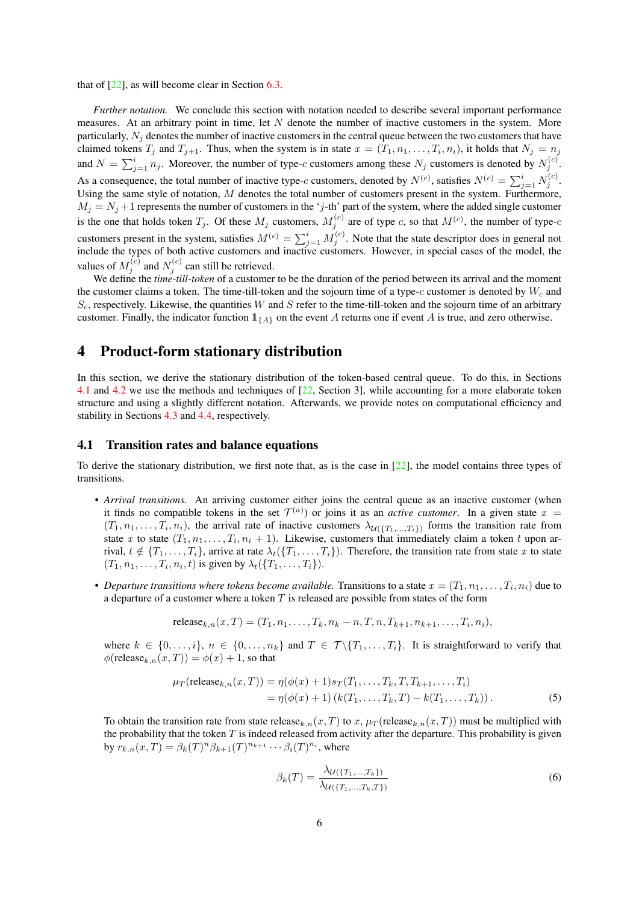that of [22], as will become clear in Section 6.3.

*Further notation.* We conclude this section with notation needed to describe several important performance measures. At an arbitrary point in time, let $N$ denote the number of inactive customers in the system. More particularly, $N_j$ denotes the number of inactive customers in the central queue between the two customers that have claimed tokens $T_j$ and $T_{j+1}$. Thus, when the system is in state $x = (T_1, n_1, \dots, T_i, n_i)$, it holds that $N_j = n_j$ and $N = \sum_{j=1}^{i} n_j$. Moreover, the number of type-$c$ customers among these $N_j$ customers is denoted by $N_j^{(c)}$. As a consequence, the total number of inactive type-$c$ customers, denoted by $N^{(c)}$, satisfies $N^{(c)} = \sum_{j=1}^{i} N_j^{(c)}$. Using the same style of notation, $M$ denotes the total number of customers present in the system. Furthermore, $M_j = N_j + 1$ represents the number of customers in the '$j$-th' part of the system, where the added single customer is the one that holds token $T_j$. Of these $M_j$ customers, $M_j^{(c)}$ are of type $c$, so that $M^{(c)}$, the number of type-$c$ customers present in the system, satisfies $M^{(c)} = \sum_{j=1}^{i} M_j^{(c)}$. Note that the state descriptor does in general not include the types of both active customers and inactive customers. However, in special cases of the model, the values of $M_j^{(c)}$ and $N_j^{(c)}$ can still be retrieved.

We define the *time-till-token* of a customer to be the duration of the period between its arrival and the moment the customer claims a token. The time-till-token and the sojourn time of a type-$c$ customer is denoted by $W_c$ and $S_c$, respectively. Likewise, the quantities $W$ and $S$ refer to the time-till-token and the sojourn time of an arbitrary customer. Finally, the indicator function $\mathbb{1}_{\{A\}}$ on the event $A$ returns one if event $A$ is true, and zero otherwise.

# 4 Product-form stationary distribution

In this section, we derive the stationary distribution of the token-based central queue. To do this, in Sections 4.1 and 4.2 we use the methods and techniques of [22, Section 3], while accounting for a more elaborate token structure and using a slightly different notation. Afterwards, we provide notes on computational efficiency and stability in Sections 4.3 and 4.4, respectively.

## 4.1 Transition rates and balance equations

To derive the stationary distribution, we first note that, as is the case in [22], the model contains three types of transitions.

- *Arrival transitions.* An arriving customer either joins the central queue as an inactive customer (when it finds no compatible tokens in the set $\mathcal{T}^{(a)}$) or joins it as an *active customer*. In a given state $x = (T_1, n_1, \dots, T_i, n_i)$, the arrival rate of inactive customers $\lambda_{\mathcal{U}(\{T_1,\dots,T_i\})}$ forms the transition rate from state $x$ to state $(T_1, n_1, \dots, T_i, n_i + 1)$. Likewise, customers that immediately claim a token $t$ upon arrival, $t \notin \{T_1, \dots, T_i\}$, arrive at rate $\lambda_t(\{T_1, \dots, T_i\})$. Therefore, the transition rate from state $x$ to state $(T_1, n_1, \dots, T_i, n_i, t)$ is given by $\lambda_t(\{T_1, \dots, T_i\})$.
- *Departure transitions where tokens become available.* Transitions to a state $x = (T_1, n_1, \dots, T_i, n_i)$ due to a departure of a customer where a token $T$ is released are possible from states of the form

$$\text{release}_{k,n}(x, T) = (T_1, n_1, \dots, T_k, n_k - n, T, n, T_{k+1}, n_{k+1}, \dots, T_i, n_i),$$

where $k \in \{0, \dots, i\}$, $n \in \{0, \dots, n_k\}$ and $T \in \mathcal{T} \backslash \{T_1, \dots, T_i\}$. It is straightforward to verify that $\phi(\text{release}_{k,n}(x, T)) = \phi(x) + 1$, so that

$$\begin{aligned} \mu_T(\text{release}_{k,n}(x, T)) &= \eta(\phi(x) + 1) s_T(T_1, \dots, T_k, T, T_{k+1}, \dots, T_i) \\ &= \eta(\phi(x) + 1) \left( k(T_1, \dots, T_k, T) - k(T_1, \dots, T_k) \right). \end{aligned} \tag{5}$$

To obtain the transition rate from state $\text{release}_{k,n}(x, T)$ to $x$, $\mu_T(\text{release}_{k,n}(x, T))$ must be multiplied with the probability that the token $T$ is indeed released from activity after the departure. This probability is given by $r_{k,n}(x, T) = \beta_k(T)^n \beta_{k+1}(T)^{n_{k+1}} \cdots \beta_i(T)^{n_i}$, where

$$\beta_k(T) = \frac{\lambda_{\mathcal{U}(\{T_1,\dots,T_k\})}}{\lambda_{\mathcal{U}(\{T_1,\dots,T_k,T\})}} \tag{6}$$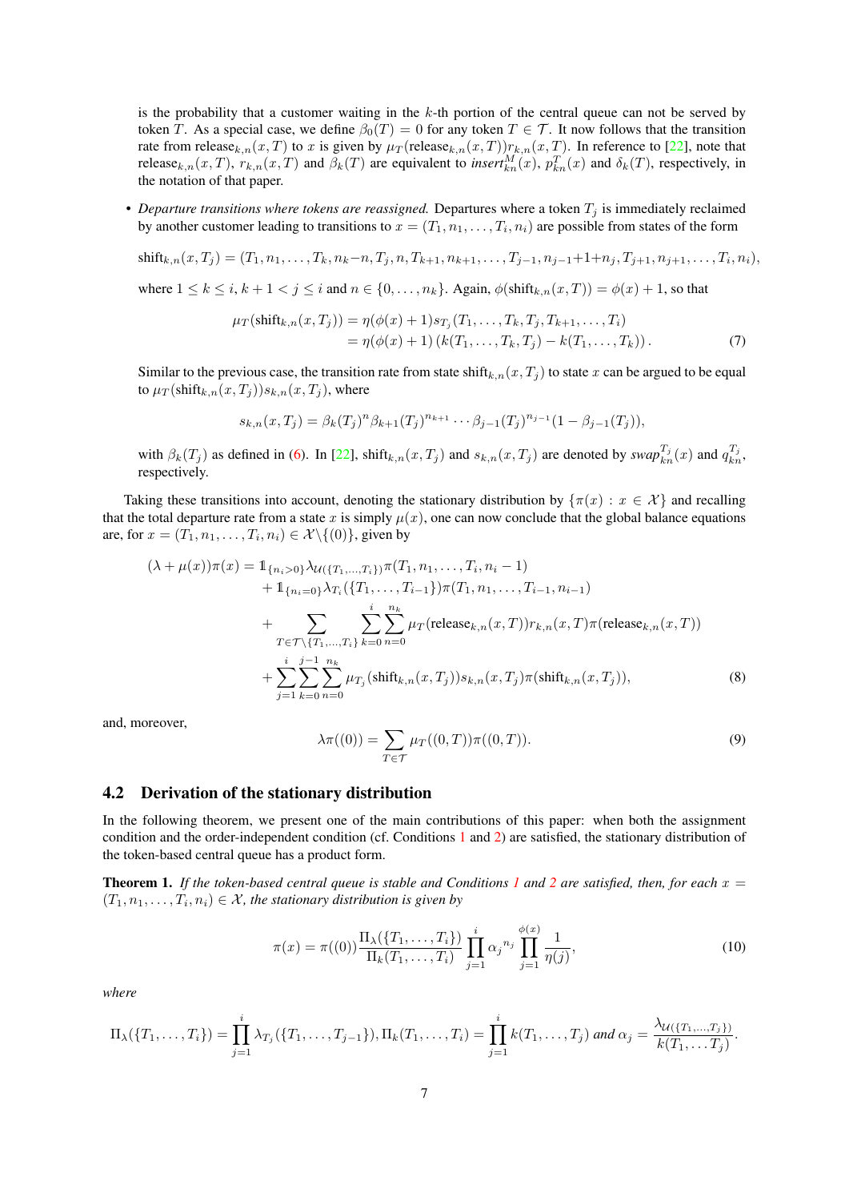is the probability that a customer waiting in the $k$-th portion of the central queue can not be served by token $T$. As a special case, we define $\beta_0(T) = 0$ for any token $T \in \mathcal{T}$. It now follows that the transition rate from $\text{release}_{k,n}(x,T)$ to $x$ is given by $\mu_T(\text{release}_{k,n}(x,T))r_{k,n}(x,T)$. In reference to [22], note that $\text{release}_{k,n}(x,T)$, $r_{k,n}(x,T)$ and $\beta_k(T)$ are equivalent to $\mathit{insert}^M_{kn}(x)$, $p^T_{kn}(x)$ and $\delta_k(T)$, respectively, in the notation of that paper.

- *Departure transitions where tokens are reassigned.* Departures where a token $T_j$ is immediately reclaimed by another customer leading to transitions to $x = (T_1, n_1, \ldots, T_i, n_i)$ are possible from states of the form

$$\text{shift}_{k,n}(x,T_j) = (T_1, n_1, \ldots, T_k, n_k - n, T_j, n, T_{k+1}, n_{k+1}, \ldots, T_{j-1}, n_{j-1}+1+n_j, T_{j+1}, n_{j+1}, \ldots, T_i, n_i),$$

where $1 \le k \le i$, $k+1 < j \le i$ and $n \in \{0, \ldots, n_k\}$. Again, $\phi(\text{shift}_{k,n}(x,T)) = \phi(x)+1$, so that

$$\begin{aligned}\mu_T(\text{shift}_{k,n}(x,T_j)) &= \eta(\phi(x)+1)s_{T_j}(T_1, \ldots, T_k, T_j, T_{k+1}, \ldots, T_i) \\ &= \eta(\phi(x)+1)\left(k(T_1, \ldots, T_k, T_j) - k(T_1, \ldots, T_k)\right). \end{aligned} \tag{7}$$

Similar to the previous case, the transition rate from state $\text{shift}_{k,n}(x,T_j)$ to state $x$ can be argued to be equal to $\mu_T(\text{shift}_{k,n}(x,T_j))s_{k,n}(x,T_j)$, where

$$s_{k,n}(x,T_j) = \beta_k(T_j)^n \beta_{k+1}(T_j)^{n_{k+1}} \cdots \beta_{j-1}(T_j)^{n_{j-1}}(1 - \beta_{j-1}(T_j)),$$

with $\beta_k(T_j)$ as defined in (6). In [22], $\text{shift}_{k,n}(x,T_j)$ and $s_{k,n}(x,T_j)$ are denoted by $\mathit{swap}^{T_j}_{kn}(x)$ and $q^{T_j}_{kn}$, respectively.

Taking these transitions into account, denoting the stationary distribution by $\{\pi(x) : x \in \mathcal{X}\}$ and recalling that the total departure rate from a state $x$ is simply $\mu(x)$, one can now conclude that the global balance equations are, for $x = (T_1, n_1, \ldots, T_i, n_i) \in \mathcal{X}\backslash\{(0)\}$, given by

$$\begin{aligned}(\lambda + \mu(x))\pi(x) = {}& \mathbb{1}_{\{n_i>0\}}\lambda_{\mathcal{U}(\{T_1,\ldots,T_i\})}\pi(T_1, n_1, \ldots, T_i, n_i - 1) \\ &+ \mathbb{1}_{\{n_i=0\}}\lambda_{T_i}(\{T_1, \ldots, T_{i-1}\})\pi(T_1, n_1, \ldots, T_{i-1}, n_{i-1}) \\ &+ \sum_{T \in \mathcal{T}\backslash\{T_1,\ldots,T_i\}} \sum_{k=0}^{i} \sum_{n=0}^{n_k} \mu_T(\text{release}_{k,n}(x,T))r_{k,n}(x,T)\pi(\text{release}_{k,n}(x,T)) \\ &+ \sum_{j=1}^{i} \sum_{k=0}^{j-1} \sum_{n=0}^{n_k} \mu_{T_j}(\text{shift}_{k,n}(x,T_j))s_{k,n}(x,T_j)\pi(\text{shift}_{k,n}(x,T_j)), \end{aligned} \tag{8}$$

and, moreover,

$$\lambda\pi((0)) = \sum_{T \in \mathcal{T}} \mu_T((0,T))\pi((0,T)). \tag{9}$$

## 4.2 Derivation of the stationary distribution

In the following theorem, we present one of the main contributions of this paper: when both the assignment condition and the order-independent condition (cf. Conditions 1 and 2) are satisfied, the stationary distribution of the token-based central queue has a product form.

**Theorem 1.** *If the token-based central queue is stable and Conditions 1 and 2 are satisfied, then, for each $x = (T_1, n_1, \ldots, T_i, n_i) \in \mathcal{X}$, the stationary distribution is given by*

$$\pi(x) = \pi((0)) \frac{\Pi_\lambda(\{T_1, \ldots, T_i\})}{\Pi_k(T_1, \ldots, T_i)} \prod_{j=1}^{i} {\alpha_j}^{n_j} \prod_{j=1}^{\phi(x)} \frac{1}{\eta(j)}, \tag{10}$$

*where*

$$\Pi_\lambda(\{T_1, \ldots, T_i\}) = \prod_{j=1}^{i} \lambda_{T_j}(\{T_1, \ldots, T_{j-1}\}), \Pi_k(T_1, \ldots, T_i) = \prod_{j=1}^{i} k(T_1, \ldots, T_j) \text{ and } \alpha_j = \frac{\lambda_{\mathcal{U}(\{T_1,\ldots,T_j\})}}{k(T_1, \ldots T_j)}.$$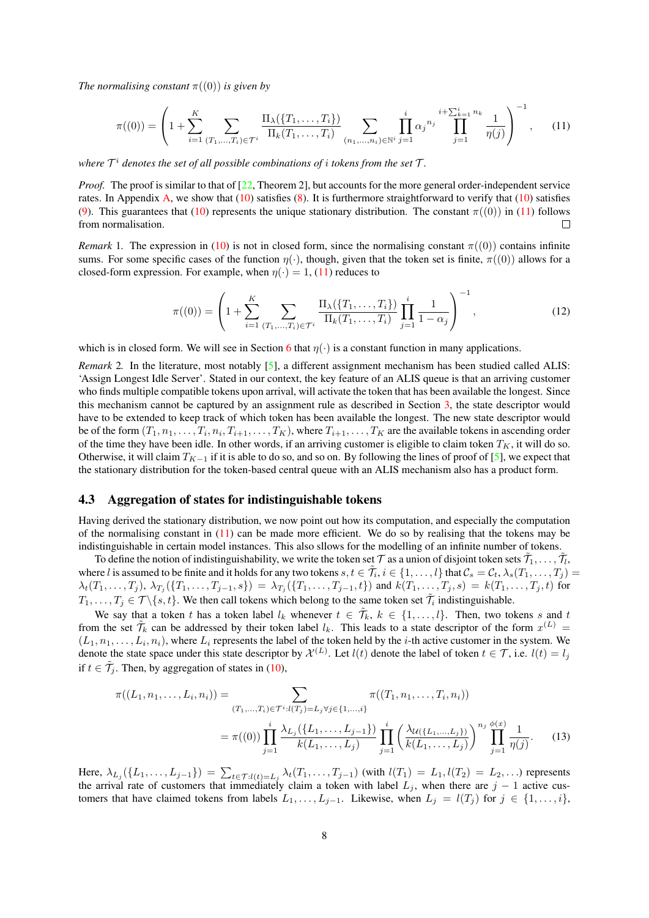*The normalising constant $\pi((0))$ is given by*

$$\pi((0)) = \left(1 + \sum_{i=1}^{K} \sum_{(T_1,\ldots,T_i)\in\mathcal{T}^i} \frac{\Pi_\lambda(\{T_1,\ldots,T_i\})}{\Pi_k(T_1,\ldots,T_i)} \sum_{(n_1,\ldots,n_i)\in\mathbb{N}^i} \prod_{j=1}^{i} {\alpha_j}^{n_j} \prod_{j=1}^{i+\sum_{k=1}^{i} n_k} \frac{1}{\eta(j)}\right)^{-1}, \tag{11}$$

*where $\mathcal{T}^i$ denotes the set of all possible combinations of $i$ tokens from the set $\mathcal{T}$.*

*Proof.* The proof is similar to that of [22, Theorem 2], but accounts for the more general order-independent service rates. In Appendix A, we show that (10) satisfies (8). It is furthermore straightforward to verify that (10) satisfies (9). This guarantees that (10) represents the unique stationary distribution. The constant $\pi((0))$ in (11) follows from normalisation. □

*Remark* 1. The expression in (10) is not in closed form, since the normalising constant $\pi((0))$ contains infinite sums. For some specific cases of the function $\eta(\cdot)$, though, given that the token set is finite, $\pi((0))$ allows for a closed-form expression. For example, when $\eta(\cdot) = 1$, (11) reduces to

$$\pi((0)) = \left(1 + \sum_{i=1}^{K} \sum_{(T_1,\ldots,T_i)\in\mathcal{T}^i} \frac{\Pi_\lambda(\{T_1,\ldots,T_i\})}{\Pi_k(T_1,\ldots,T_i)} \prod_{j=1}^{i} \frac{1}{1-\alpha_j}\right)^{-1}, \tag{12}$$

which is in closed form. We will see in Section 6 that $\eta(\cdot)$ is a constant function in many applications.

*Remark* 2. In the literature, most notably [5], a different assignment mechanism has been studied called ALIS: 'Assign Longest Idle Server'. Stated in our context, the key feature of an ALIS queue is that an arriving customer who finds multiple compatible tokens upon arrival, will activate the token that has been available the longest. Since this mechanism cannot be captured by an assignment rule as described in Section 3, the state descriptor would have to be extended to keep track of which token has been available the longest. The new state descriptor would be of the form $(T_1, n_1, \ldots, T_i, n_i, T_{i+1}, \ldots, T_K)$, where $T_{i+1}, \ldots, T_K$ are the available tokens in ascending order of the time they have been idle. In other words, if an arriving customer is eligible to claim token $T_K$, it will do so. Otherwise, it will claim $T_{K-1}$ if it is able to do so, and so on. By following the lines of proof of [5], we expect that the stationary distribution for the token-based central queue with an ALIS mechanism also has a product form.

### 4.3 Aggregation of states for indistinguishable tokens

Having derived the stationary distribution, we now point out how its computation, and especially the computation of the normalising constant in (11) can be made more efficient. We do so by realising that the tokens may be indistinguishable in certain model instances. This also sllows for the modelling of an infinite number of tokens.

To define the notion of indistinguishability, we write the token set $\mathcal{T}$ as a union of disjoint token sets $\tilde{\mathcal{T}}_1, \ldots, \tilde{\mathcal{T}}_l$, where $l$ is assumed to be finite and it holds for any two tokens $s, t \in \tilde{\mathcal{T}}_i, i \in \{1, \ldots, l\}$ that $\mathcal{C}_s = \mathcal{C}_t$, $\lambda_s(T_1, \ldots, T_j) = \lambda_t(T_1, \ldots, T_j)$, $\lambda_{T_j}(\{T_1, \ldots, T_{j-1}, s\}) = \lambda_{T_j}(\{T_1, \ldots, T_{j-1}, t\})$ and $k(T_1, \ldots, T_j, s) = k(T_1, \ldots, T_j, t)$ for $T_1, \ldots, T_j \in \mathcal{T}\backslash\{s, t\}$. We then call tokens which belong to the same token set $\tilde{\mathcal{T}}_i$ indistinguishable.

We say that a token $t$ has a token label $l_k$ whenever $t \in \tilde{\mathcal{T}}_k$, $k \in \{1, \ldots, l\}$. Then, two tokens $s$ and $t$ from the set $\tilde{\mathcal{T}}_k$ can be addressed by their token label $l_k$. This leads to a state descriptor of the form $x^{(L)} = (L_1, n_1, \ldots, L_i, n_i)$, where $L_i$ represents the label of the token held by the $i$-th active customer in the system. We denote the state space under this state descriptor by $\mathcal{X}^{(L)}$. Let $l(t)$ denote the label of token $t \in \mathcal{T}$, i.e. $l(t) = l_j$ if $t \in \tilde{\mathcal{T}}_j$. Then, by aggregation of states in (10),

$$\begin{aligned}
\pi((L_1, n_1, \ldots, L_i, n_i)) &= \sum_{(T_1,\ldots,T_i)\in\mathcal{T}^i : l(T_j)=L_j \forall j\in\{1,\ldots,i\}} \pi((T_1, n_1, \ldots, T_i, n_i)) \\
&= \pi((0)) \prod_{j=1}^{i} \frac{\lambda_{L_j}(\{L_1, \ldots, L_{j-1}\})}{k(L_1, \ldots, L_j)} \prod_{j=1}^{i} \left(\frac{\lambda_{\mathcal{U}(\{L_1,\ldots,L_j\})}}{k(L_1, \ldots, L_j)}\right)^{n_j} \prod_{j=1}^{\phi(x)} \frac{1}{\eta(j)}.
\end{aligned} \tag{13}$$

Here, $\lambda_{L_j}(\{L_1, \ldots, L_{j-1}\}) = \sum_{t\in\mathcal{T}:l(t)=L_j} \lambda_t(T_1, \ldots, T_{j-1})$ (with $l(T_1) = L_1, l(T_2) = L_2, \ldots$) represents the arrival rate of customers that immediately claim a token with label $L_j$, when there are $j-1$ active customers that have claimed tokens from labels $L_1, \ldots, L_{j-1}$. Likewise, when $L_j = l(T_j)$ for $j \in \{1, \ldots, i\}$,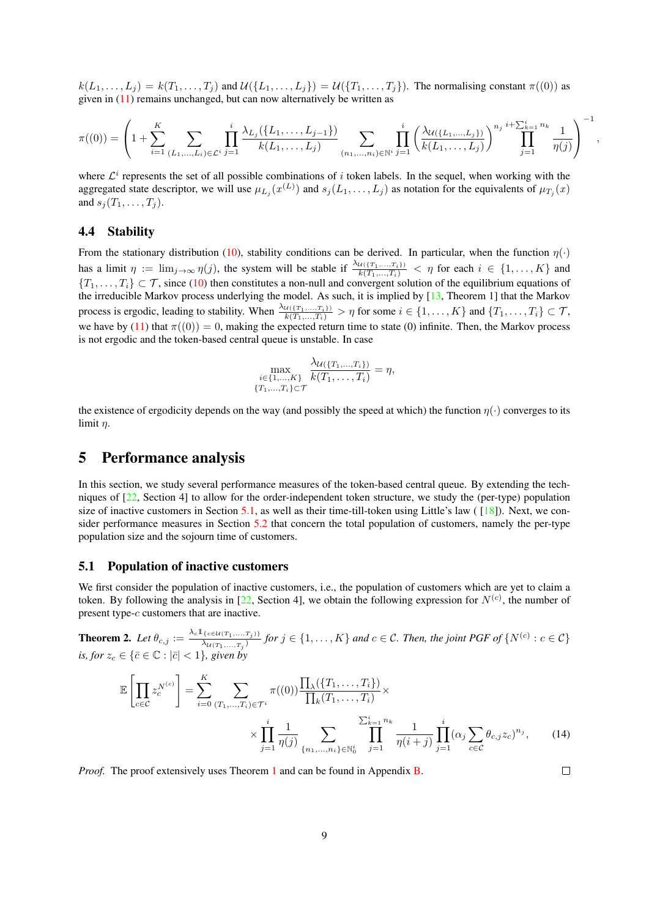$k(L_1, \ldots, L_j) = k(T_1, \ldots, T_j)$ and $\mathcal{U}(\{L_1, \ldots, L_j\}) = \mathcal{U}(\{T_1, \ldots, T_j\})$. The normalising constant $\pi((0))$ as given in (11) remains unchanged, but can now alternatively be written as

$$\pi((0)) = \left(1 + \sum_{i=1}^{K} \sum_{(L_1,\ldots,L_i)\in\mathcal{L}^i} \prod_{j=1}^{i} \frac{\lambda_{L_j}(\{L_1,\ldots,L_{j-1}\})}{k(L_1,\ldots,L_j)} \sum_{(n_1,\ldots,n_i)\in\mathbb{N}^i} \prod_{j=1}^{i} \left(\frac{\lambda_{\mathcal{U}(\{L_1,\ldots,L_j\})}}{k(L_1,\ldots,L_j)}\right)^{n_j} \prod_{j=1}^{i+\sum_{k=1}^{i} n_k} \frac{1}{\eta(j)}\right)^{-1},$$

where $\mathcal{L}^i$ represents the set of all possible combinations of $i$ token labels. In the sequel, when working with the aggregated state descriptor, we will use $\mu_{L_j}(x^{(L)})$ and $s_j(L_1, \ldots, L_j)$ as notation for the equivalents of $\mu_{T_j}(x)$ and $s_j(T_1, \ldots, T_j)$.

### 4.4 Stability

From the stationary distribution (10), stability conditions can be derived. In particular, when the function $\eta(\cdot)$ has a limit $\eta := \lim_{j\to\infty} \eta(j)$, the system will be stable if $\frac{\lambda_{\mathcal{U}(\{T_1,\ldots,T_i\})}}{k(T_1,\ldots,T_i)} < \eta$ for each $i \in \{1, \ldots, K\}$ and $\{T_1, \ldots, T_i\} \subset \mathcal{T}$, since (10) then constitutes a non-null and convergent solution of the equilibrium equations of the irreducible Markov process underlying the model. As such, it is implied by [13, Theorem 1] that the Markov process is ergodic, leading to stability. When $\frac{\lambda_{\mathcal{U}(\{T_1,\ldots,T_i\})}}{k(T_1,\ldots,T_i)} > \eta$ for some $i \in \{1, \ldots, K\}$ and $\{T_1, \ldots, T_i\} \subset \mathcal{T}$, we have by (11) that $\pi((0)) = 0$, making the expected return time to state (0) infinite. Then, the Markov process is not ergodic and the token-based central queue is unstable. In case

$$\max_{\substack{i\in\{1,\ldots,K\}\\ \{T_1,\ldots,T_i\}\subset\mathcal{T}}} \frac{\lambda_{\mathcal{U}(\{T_1,\ldots,T_i\})}}{k(T_1,\ldots,T_i)} = \eta,$$

the existence of ergodicity depends on the way (and possibly the speed at which) the function $\eta(\cdot)$ converges to its limit $\eta$.

## 5 Performance analysis

In this section, we study several performance measures of the token-based central queue. By extending the techniques of [22, Section 4] to allow for the order-independent token structure, we study the (per-type) population size of inactive customers in Section 5.1, as well as their time-till-token using Little's law ( [18]). Next, we consider performance measures in Section 5.2 that concern the total population of customers, namely the per-type population size and the sojourn time of customers.

### 5.1 Population of inactive customers

We first consider the population of inactive customers, i.e., the population of customers which are yet to claim a token. By following the analysis in [22, Section 4], we obtain the following expression for $N^{(c)}$, the number of present type-$c$ customers that are inactive.

**Theorem 2.** *Let* $\theta_{c,j} := \frac{\lambda_c \mathbb{1}_{\{c\in\mathcal{U}(T_1,\ldots,T_j)\}}}{\lambda_{\mathcal{U}(T_1,\ldots,T_j)}}$ *for* $j \in \{1, \ldots, K\}$ *and* $c \in \mathcal{C}$*. Then, the joint PGF of* $\{N^{(c)} : c \in \mathcal{C}\}$ *is, for* $z_c \in \{\bar{c} \in \mathbb{C} : |\bar{c}| < 1\}$*, given by*

$$\mathbb{E}\left[\prod_{c\in\mathcal{C}} z_c^{N^{(c)}}\right] = \sum_{i=0}^{K} \sum_{(T_1,\ldots,T_i)\in\mathcal{T}^i} \pi((0)) \frac{\prod_\lambda(\{T_1,\ldots,T_i\})}{\prod_k(T_1,\ldots,T_i)} \times$$
$$\times \prod_{j=1}^{i} \frac{1}{\eta(j)} \sum_{\{n_1,\ldots,n_i\}\in\mathbb{N}_0^i} \prod_{j=1}^{\sum_{k=1}^{i} n_k} \frac{1}{\eta(i+j)} \prod_{j=1}^{i} (\alpha_j \sum_{c\in\mathcal{C}} \theta_{c,j} z_c)^{n_j}, \tag{14}$$

*Proof.* The proof extensively uses Theorem 1 and can be found in Appendix B. □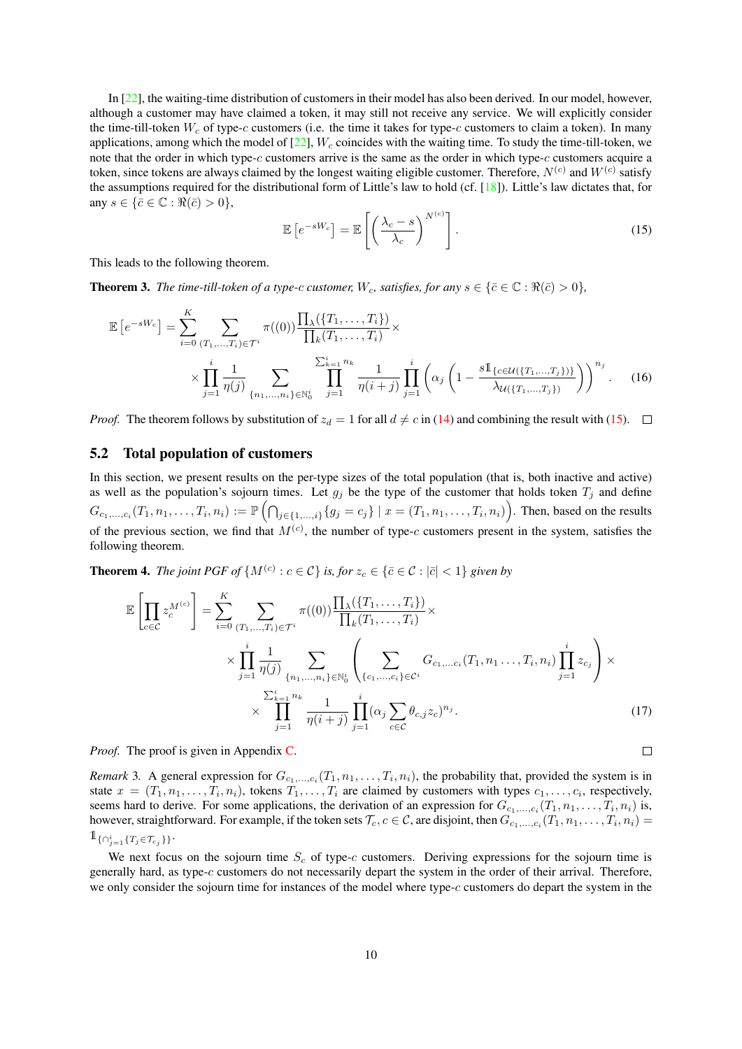In [22], the waiting-time distribution of customers in their model has also been derived. In our model, however, although a customer may have claimed a token, it may still not receive any service. We will explicitly consider the time-till-token $W_c$ of type-$c$ customers (i.e. the time it takes for type-$c$ customers to claim a token). In many applications, among which the model of [22], $W_c$ coincides with the waiting time. To study the time-till-token, we note that the order in which type-$c$ customers arrive is the same as the order in which type-$c$ customers acquire a token, since tokens are always claimed by the longest waiting eligible customer. Therefore, $N^{(c)}$ and $W^{(c)}$ satisfy the assumptions required for the distributional form of Little's law to hold (cf. [18]). Little's law dictates that, for any $s \in \{\bar{c} \in \mathbb{C} : \Re(\bar{c}) > 0\}$,

$$\mathbb{E}\left[e^{-sW_c}\right] = \mathbb{E}\left[\left(\frac{\lambda_c - s}{\lambda_c}\right)^{N^{(c)}}\right]. \tag{15}$$

This leads to the following theorem.

**Theorem 3.** *The time-till-token of a type-$c$ customer, $W_c$, satisfies, for any $s \in \{\bar{c} \in \mathbb{C} : \Re(\bar{c}) > 0\}$,*

$$\mathbb{E}\left[e^{-sW_c}\right] = \sum_{i=0}^{K} \sum_{(T_1,\dots,T_i)\in\mathcal{T}^i} \pi((0)) \frac{\prod_\lambda(\{T_1,\dots,T_i\})}{\prod_k(T_1,\dots,T_i)} \times \\ \times \prod_{j=1}^{i} \frac{1}{\eta(j)} \sum_{\{n_1,\dots,n_i\}\in\mathbb{N}_0^i} \prod_{j=1}^{\sum_{k=1}^{i} n_k} \frac{1}{\eta(i+j)} \prod_{j=1}^{i} \left(\alpha_j \left(1 - \frac{s\mathbb{1}_{\{c\in\mathcal{U}(\{T_1,\dots,T_j\})\}}}{\lambda_{\mathcal{U}(\{T_1,\dots,T_j\})}}\right)\right)^{n_j}. \tag{16}$$

*Proof.* The theorem follows by substitution of $z_d = 1$ for all $d \neq c$ in (14) and combining the result with (15). $\square$

## 5.2 Total population of customers

In this section, we present results on the per-type sizes of the total population (that is, both inactive and active) as well as the population's sojourn times. Let $g_j$ be the type of the customer that holds token $T_j$ and define $G_{c_1,\dots,c_i}(T_1, n_1, \dots, T_i, n_i) := \mathbb{P}\left(\bigcap_{j\in\{1,\dots,i\}}\{g_j = c_j\} \mid x = (T_1, n_1, \dots, T_i, n_i)\right)$. Then, based on the results of the previous section, we find that $M^{(c)}$, the number of type-$c$ customers present in the system, satisfies the following theorem.

**Theorem 4.** *The joint PGF of $\{M^{(c)} : c \in \mathcal{C}\}$ is, for $z_c \in \{\bar{c} \in \mathcal{C} : |\bar{c}| < 1\}$ given by*

$$\mathbb{E}\left[\prod_{c\in\mathcal{C}} z_c^{M^{(c)}}\right] = \sum_{i=0}^{K} \sum_{(T_1,\dots,T_i)\in\mathcal{T}^i} \pi((0)) \frac{\prod_\lambda(\{T_1,\dots,T_i\})}{\prod_k(T_1,\dots,T_i)} \times \\ \times \prod_{j=1}^{i} \frac{1}{\eta(j)} \sum_{\{n_1,\dots,n_i\}\in\mathbb{N}_0^i} \left(\sum_{\{c_1,\dots,c_i\}\in\mathcal{C}^i} G_{c_1,\dots c_i}(T_1, n_1 \dots, T_i, n_i) \prod_{j=1}^{i} z_{c_j}\right) \times \\ \times \prod_{j=1}^{\sum_{k=1}^{i} n_k} \frac{1}{\eta(i+j)} \prod_{j=1}^{i} (\alpha_j \sum_{c\in\mathcal{C}} \theta_{c,j} z_c)^{n_j}. \tag{17}$$

*Proof.* The proof is given in Appendix C. $\square$

*Remark* 3. A general expression for $G_{c_1,\dots,c_i}(T_1, n_1, \dots, T_i, n_i)$, the probability that, provided the system is in state $x = (T_1, n_1, \dots, T_i, n_i)$, tokens $T_1, \dots, T_i$ are claimed by customers with types $c_1, \dots, c_i$, respectively, seems hard to derive. For some applications, the derivation of an expression for $G_{c_1,\dots,c_i}(T_1, n_1, \dots, T_i, n_i)$ is, however, straightforward. For example, if the token sets $\mathcal{T}_c$, $c \in \mathcal{C}$, are disjoint, then $G_{c_1,\dots,c_i}(T_1, n_1, \dots, T_i, n_i) = \mathbb{1}_{\{\cap_{j=1}^{i}\{T_j\in\mathcal{T}_{c_j}\}\}}$.

We next focus on the sojourn time $S_c$ of type-$c$ customers. Deriving expressions for the sojourn time is generally hard, as type-$c$ customers do not necessarily depart the system in the order of their arrival. Therefore, we only consider the sojourn time for instances of the model where type-$c$ customers do depart the system in the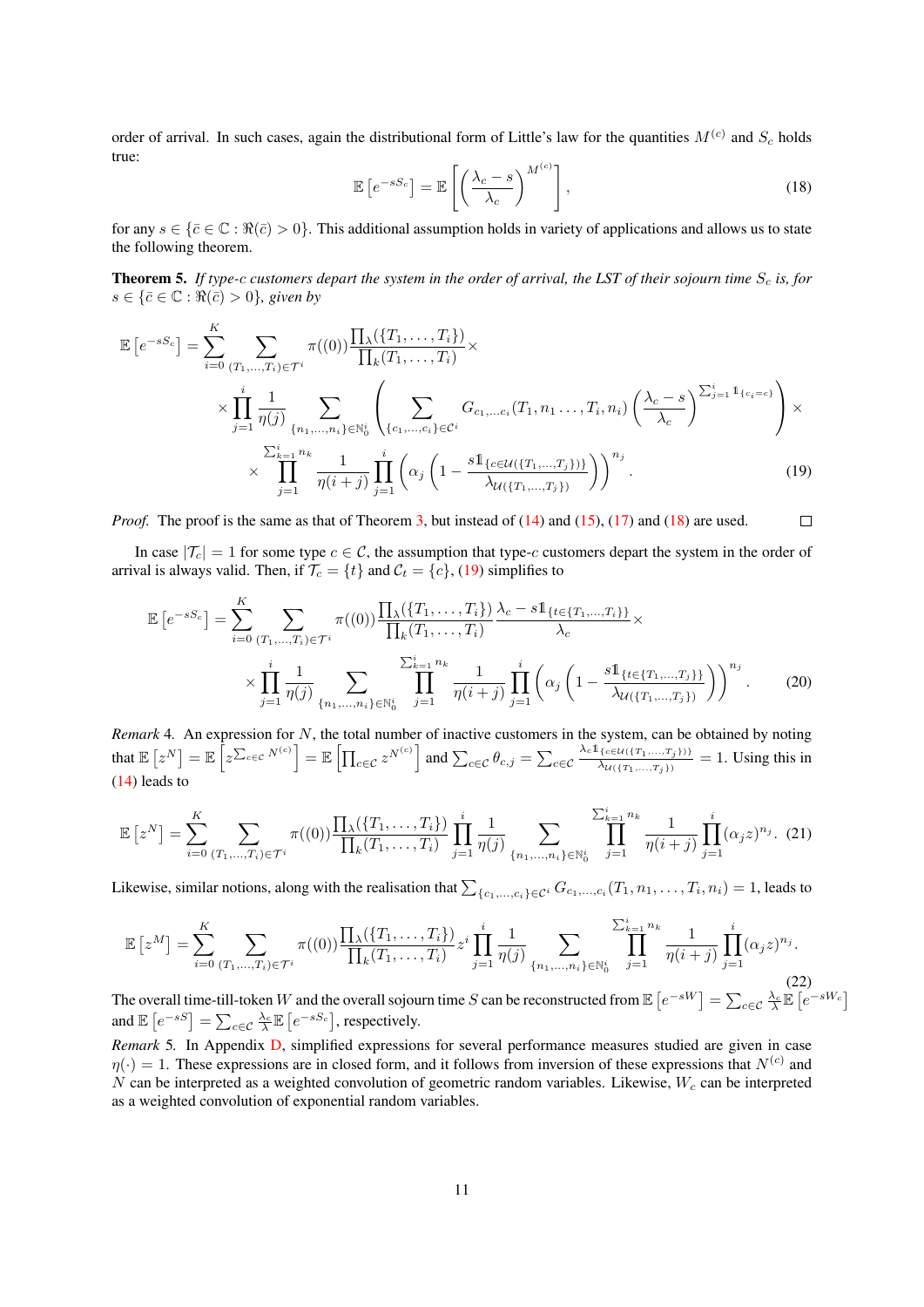order of arrival. In such cases, again the distributional form of Little's law for the quantities $M^{(c)}$ and $S_c$ holds true:

$$\mathbb{E}\left[e^{-sS_c}\right] = \mathbb{E}\left[\left(\frac{\lambda_c - s}{\lambda_c}\right)^{M^{(c)}}\right], \tag{18}$$

for any $s \in \{\bar{c} \in \mathbb{C} : \Re(\bar{c}) > 0\}$. This additional assumption holds in variety of applications and allows us to state the following theorem.

**Theorem 5.** *If type-$c$ customers depart the system in the order of arrival, the LST of their sojourn time $S_c$ is, for $s \in \{\bar{c} \in \mathbb{C} : \Re(\bar{c}) > 0\}$, given by*

$$\begin{aligned}\mathbb{E}\left[e^{-sS_c}\right] = \sum_{i=0}^{K} \sum_{(T_1,\ldots,T_i)\in\mathcal{T}^i} \pi((0)) \frac{\prod_\lambda(\{T_1,\ldots,T_i\})}{\prod_k(T_1,\ldots,T_i)} \times \\ \times \prod_{j=1}^{i} \frac{1}{\eta(j)} \sum_{\{n_1,\ldots,n_i\}\in\mathbb{N}_0^i} \left( \sum_{\{c_1,\ldots,c_i\}\in\mathcal{C}^i} G_{c_1,\ldots,c_i}(T_1,n_1\ldots,T_i,n_i) \left(\frac{\lambda_c - s}{\lambda_c}\right)^{\sum_{j=1}^{i}\mathbb{1}_{\{c_i=c\}}} \right) \times \\ \times \prod_{j=1}^{\sum_{k=1}^{i} n_k} \frac{1}{\eta(i+j)} \prod_{j=1}^{i} \left(\alpha_j \left(1 - \frac{s\mathbb{1}_{\{c\in\mathcal{U}(\{T_1,\ldots,T_j\})\}}}{\lambda_{\mathcal{U}(\{T_1,\ldots,T_j\})}}\right)\right)^{n_j}. \end{aligned} \tag{19}$$

*Proof.* The proof is the same as that of Theorem 3, but instead of (14) and (15), (17) and (18) are used. $\square$

In case $|\mathcal{T}_c| = 1$ for some type $c \in \mathcal{C}$, the assumption that type-$c$ customers depart the system in the order of arrival is always valid. Then, if $\mathcal{T}_c = \{t\}$ and $\mathcal{C}_t = \{c\}$, (19) simplifies to

$$\begin{aligned}\mathbb{E}\left[e^{-sS_c}\right] = \sum_{i=0}^{K} \sum_{(T_1,\ldots,T_i)\in\mathcal{T}^i} \pi((0)) \frac{\prod_\lambda(\{T_1,\ldots,T_i\})}{\prod_k(T_1,\ldots,T_i)} \frac{\lambda_c - s\mathbb{1}_{\{t\in\{T_1,\ldots,T_i\}\}}}{\lambda_c} \times \\ \times \prod_{j=1}^{i} \frac{1}{\eta(j)} \sum_{\{n_1,\ldots,n_i\}\in\mathbb{N}_0^i} \prod_{j=1}^{\sum_{k=1}^{i} n_k} \frac{1}{\eta(i+j)} \prod_{j=1}^{i} \left(\alpha_j \left(1 - \frac{s\mathbb{1}_{\{t\in\{T_1,\ldots,T_j\}\}}}{\lambda_{\mathcal{U}(\{T_1,\ldots,T_j\})}}\right)\right)^{n_j}. \end{aligned} \tag{20}$$

*Remark* 4. An expression for $N$, the total number of inactive customers in the system, can be obtained by noting that $\mathbb{E}\left[z^N\right] = \mathbb{E}\left[z^{\sum_{c\in\mathcal{C}} N^{(c)}}\right] = \mathbb{E}\left[\prod_{c\in\mathcal{C}} z^{N^{(c)}}\right]$ and $\sum_{c\in\mathcal{C}} \theta_{c,j} = \sum_{c\in\mathcal{C}} \frac{\lambda_c \mathbb{1}_{\{c\in\mathcal{U}(\{T_1,\ldots,T_j\})\}}}{\lambda_{\mathcal{U}(\{T_1,\ldots,T_j\})}} = 1$. Using this in (14) leads to

$$\mathbb{E}\left[z^N\right] = \sum_{i=0}^{K} \sum_{(T_1,\ldots,T_i)\in\mathcal{T}^i} \pi((0)) \frac{\prod_\lambda(\{T_1,\ldots,T_i\})}{\prod_k(T_1,\ldots,T_i)} \prod_{j=1}^{i} \frac{1}{\eta(j)} \sum_{\{n_1,\ldots,n_i\}\in\mathbb{N}_0^i} \prod_{j=1}^{\sum_{k=1}^{i} n_k} \frac{1}{\eta(i+j)} \prod_{j=1}^{i} (\alpha_j z)^{n_j}. \tag{21}$$

Likewise, similar notions, along with the realisation that $\sum_{\{c_1,\ldots,c_i\}\in\mathcal{C}^i} G_{c_1,\ldots,c_i}(T_1,n_1,\ldots,T_i,n_i) = 1$, leads to

$$\mathbb{E}\left[z^M\right] = \sum_{i=0}^{K} \sum_{(T_1,\ldots,T_i)\in\mathcal{T}^i} \pi((0)) \frac{\prod_\lambda(\{T_1,\ldots,T_i\})}{\prod_k(T_1,\ldots,T_i)} z^i \prod_{j=1}^{i} \frac{1}{\eta(j)} \sum_{\{n_1,\ldots,n_i\}\in\mathbb{N}_0^i} \prod_{j=1}^{\sum_{k=1}^{i} n_k} \frac{1}{\eta(i+j)} \prod_{j=1}^{i} (\alpha_j z)^{n_j}. \tag{22}$$

The overall time-till-token $W$ and the overall sojourn time $S$ can be reconstructed from $\mathbb{E}\left[e^{-sW}\right] = \sum_{c\in\mathcal{C}} \frac{\lambda_c}{\lambda} \mathbb{E}\left[e^{-sW_c}\right]$ and $\mathbb{E}\left[e^{-sS}\right] = \sum_{c\in\mathcal{C}} \frac{\lambda_c}{\lambda} \mathbb{E}\left[e^{-sS_c}\right]$, respectively.

*Remark* 5. In Appendix D, simplified expressions for several performance measures studied are given in case $\eta(\cdot) = 1$. These expressions are in closed form, and it follows from inversion of these expressions that $N^{(c)}$ and $N$ can be interpreted as a weighted convolution of geometric random variables. Likewise, $W_c$ can be interpreted as a weighted convolution of exponential random variables.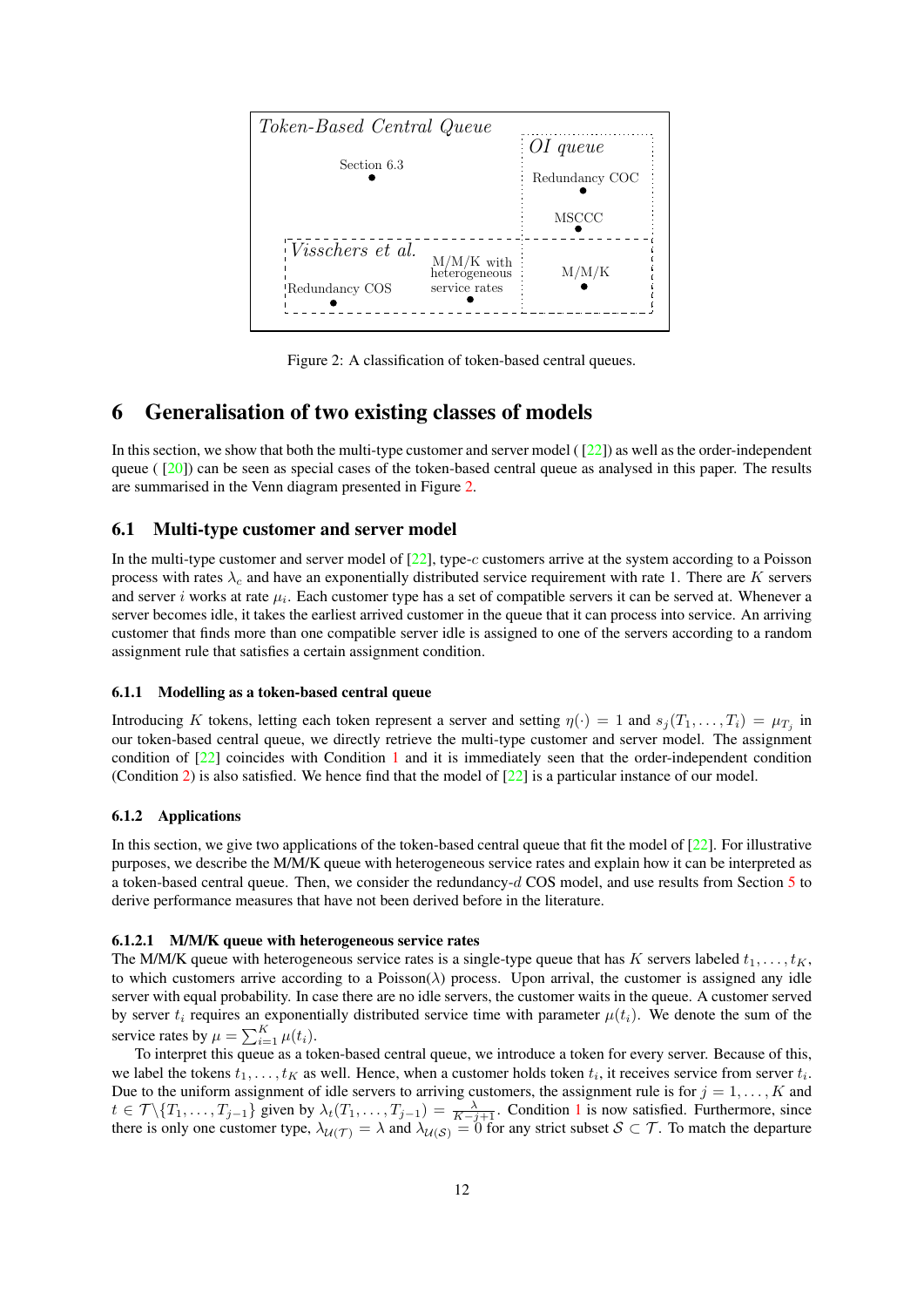Token-Based Central Queue

Section 6.3

OI queue

Redundancy COC

MSCCC

Visschers et al.

Redundancy COS

M/M/K with heterogeneous service rates

M/M/K

Figure 2: A classification of token-based central queues.

# 6 Generalisation of two existing classes of models

In this section, we show that both the multi-type customer and server model ( [22]) as well as the order-independent queue ( [20]) can be seen as special cases of the token-based central queue as analysed in this paper. The results are summarised in the Venn diagram presented in Figure 2.

## 6.1 Multi-type customer and server model

In the multi-type customer and server model of [22], type-$c$ customers arrive at the system according to a Poisson process with rates $\lambda_c$ and have an exponentially distributed service requirement with rate 1. There are $K$ servers and server $i$ works at rate $\mu_i$. Each customer type has a set of compatible servers it can be served at. Whenever a server becomes idle, it takes the earliest arrived customer in the queue that it can process into service. An arriving customer that finds more than one compatible server idle is assigned to one of the servers according to a random assignment rule that satisfies a certain assignment condition.

### 6.1.1 Modelling as a token-based central queue

Introducing $K$ tokens, letting each token represent a server and setting $\eta(\cdot) = 1$ and $s_j(T_1, \ldots, T_i) = \mu_{T_j}$ in our token-based central queue, we directly retrieve the multi-type customer and server model. The assignment condition of [22] coincides with Condition 1 and it is immediately seen that the order-independent condition (Condition 2) is also satisfied. We hence find that the model of [22] is a particular instance of our model.

### 6.1.2 Applications

In this section, we give two applications of the token-based central queue that fit the model of [22]. For illustrative purposes, we describe the M/M/K queue with heterogeneous service rates and explain how it can be interpreted as a token-based central queue. Then, we consider the redundancy-$d$ COS model, and use results from Section 5 to derive performance measures that have not been derived before in the literature.

#### 6.1.2.1 M/M/K queue with heterogeneous service rates

The M/M/K queue with heterogeneous service rates is a single-type queue that has $K$ servers labeled $t_1, \ldots, t_K$, to which customers arrive according to a Poisson($\lambda$) process. Upon arrival, the customer is assigned any idle server with equal probability. In case there are no idle servers, the customer waits in the queue. A customer served by server $t_i$ requires an exponentially distributed service time with parameter $\mu(t_i)$. We denote the sum of the service rates by $\mu = \sum_{i=1}^{K} \mu(t_i)$.

To interpret this queue as a token-based central queue, we introduce a token for every server. Because of this, we label the tokens $t_1, \ldots, t_K$ as well. Hence, when a customer holds token $t_i$, it receives service from server $t_i$. Due to the uniform assignment of idle servers to arriving customers, the assignment rule is for $j = 1, \ldots, K$ and $t \in \mathcal{T} \backslash \{T_1, \ldots, T_{j-1}\}$ given by $\lambda_t(T_1, \ldots, T_{j-1}) = \frac{\lambda}{K-j+1}$. Condition 1 is now satisfied. Furthermore, since there is only one customer type, $\lambda_{\mathcal{U}(\mathcal{T})} = \lambda$ and $\lambda_{\mathcal{U}(\mathcal{S})} = 0$ for any strict subset $\mathcal{S} \subset \mathcal{T}$. To match the departure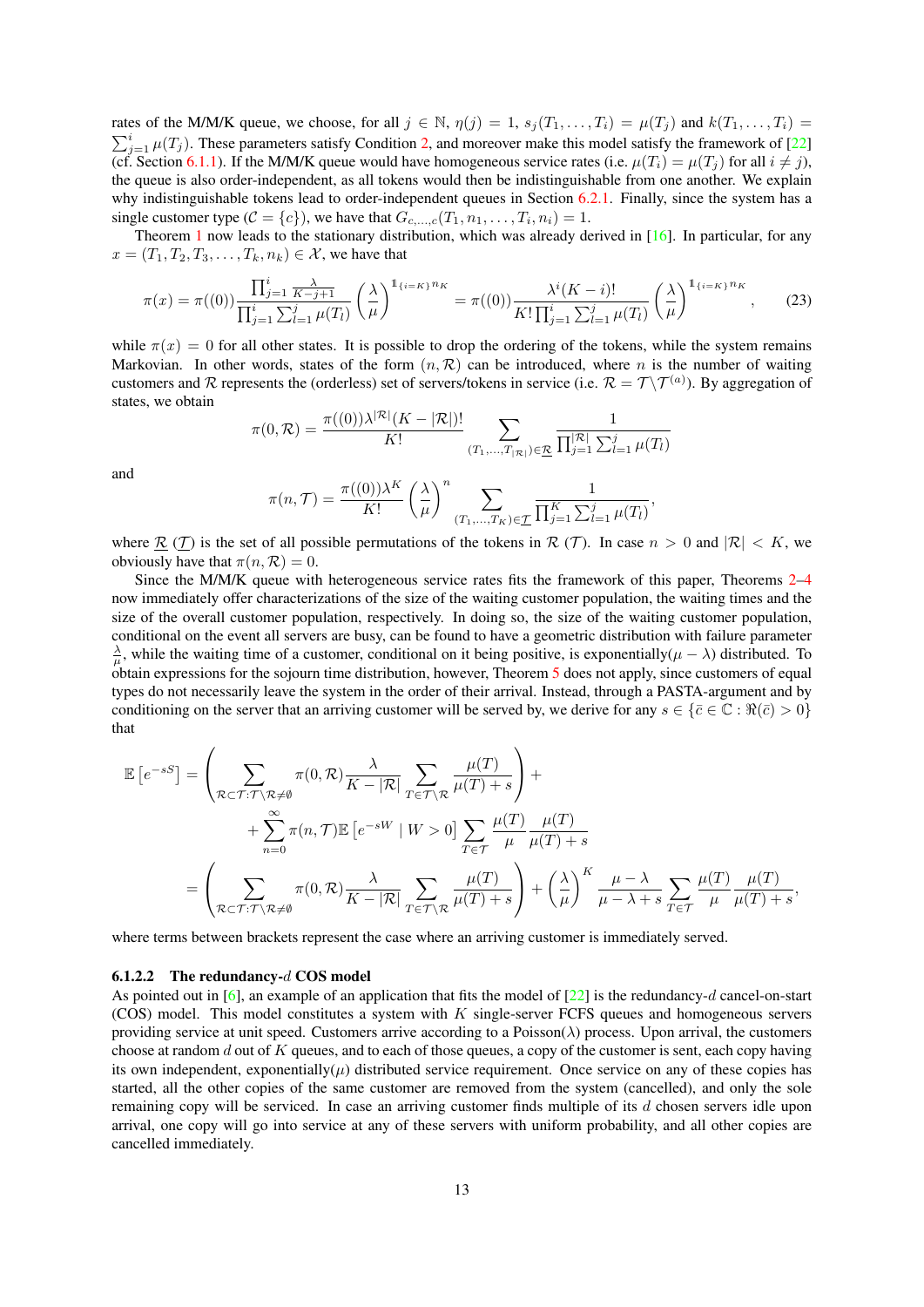rates of the M/M/K queue, we choose, for all $j \in \mathbb{N}$, $\eta(j) = 1$, $s_j(T_1, \ldots, T_i) = \mu(T_j)$ and $k(T_1, \ldots, T_i) = \sum_{j=1}^{i} \mu(T_j)$. These parameters satisfy Condition 2, and moreover make this model satisfy the framework of [22] (cf. Section 6.1.1). If the M/M/K queue would have homogeneous service rates (i.e. $\mu(T_i) = \mu(T_j)$ for all $i \neq j$), the queue is also order-independent, as all tokens would then be indistinguishable from one another. We explain why indistinguishable tokens lead to order-independent queues in Section 6.2.1. Finally, since the system has a single customer type ($\mathcal{C} = \{c\}$), we have that $G_{c,\ldots,c}(T_1, n_1, \ldots, T_i, n_i) = 1$.

Theorem 1 now leads to the stationary distribution, which was already derived in [16]. In particular, for any $x = (T_1, T_2, T_3, \ldots, T_k, n_k) \in \mathcal{X}$, we have that

$$\pi(x) = \pi((0)) \frac{\prod_{j=1}^{i} \frac{\lambda}{K-j+1}}{\prod_{j=1}^{i} \sum_{l=1}^{j} \mu(T_l)} \left(\frac{\lambda}{\mu}\right)^{\mathbb{1}_{\{i=K\}} n_K} = \pi((0)) \frac{\lambda^i (K-i)!}{K! \prod_{j=1}^{i} \sum_{l=1}^{j} \mu(T_l)} \left(\frac{\lambda}{\mu}\right)^{\mathbb{1}_{\{i=K\}} n_K}, \tag{23}$$

while $\pi(x) = 0$ for all other states. It is possible to drop the ordering of the tokens, while the system remains Markovian. In other words, states of the form $(n, \mathcal{R})$ can be introduced, where $n$ is the number of waiting customers and $\mathcal{R}$ represents the (orderless) set of servers/tokens in service (i.e. $\mathcal{R} = \mathcal{T} \setminus \mathcal{T}^{(a)}$). By aggregation of states, we obtain

$$\pi(0, \mathcal{R}) = \frac{\pi((0)) \lambda^{|\mathcal{R}|} (K - |\mathcal{R}|)!}{K!} \sum_{(T_1, \ldots, T_{|\mathcal{R}|}) \in \underline{\mathcal{R}}} \frac{1}{\prod_{j=1}^{|\mathcal{R}|} \sum_{l=1}^{j} \mu(T_l)}$$

and

$$\pi(n, \mathcal{T}) = \frac{\pi((0)) \lambda^K}{K!} \left(\frac{\lambda}{\mu}\right)^n \sum_{(T_1, \ldots, T_K) \in \underline{\mathcal{T}}} \frac{1}{\prod_{j=1}^{K} \sum_{l=1}^{j} \mu(T_l)},$$

where $\underline{\mathcal{R}}$ ($\underline{\mathcal{T}}$) is the set of all possible permutations of the tokens in $\mathcal{R}$ ($\mathcal{T}$). In case $n > 0$ and $|\mathcal{R}| < K$, we obviously have that $\pi(n, \mathcal{R}) = 0$.

Since the M/M/K queue with heterogeneous service rates fits the framework of this paper, Theorems 2–4 now immediately offer characterizations of the size of the waiting customer population, the waiting times and the size of the overall customer population, respectively. In doing so, the size of the waiting customer population, conditional on the event all servers are busy, can be found to have a geometric distribution with failure parameter $\frac{\lambda}{\mu}$, while the waiting time of a customer, conditional on it being positive, is exponentially($\mu - \lambda$) distributed. To obtain expressions for the sojourn time distribution, however, Theorem 5 does not apply, since customers of equal types do not necessarily leave the system in the order of their arrival. Instead, through a PASTA-argument and by conditioning on the server that an arriving customer will be served by, we derive for any $s \in \{\bar{c} \in \mathbb{C} : \Re(\bar{c}) > 0\}$ that

$$\begin{aligned}
\mathbb{E}\left[e^{-sS}\right] &= \left( \sum_{\mathcal{R} \subset \mathcal{T} : \mathcal{T} \setminus \mathcal{R} \neq \emptyset} \pi(0, \mathcal{R}) \frac{\lambda}{K - |\mathcal{R}|} \sum_{T \in \mathcal{T} \setminus \mathcal{R}} \frac{\mu(T)}{\mu(T) + s} \right) + \\
&\qquad + \sum_{n=0}^{\infty} \pi(n, \mathcal{T}) \mathbb{E}\left[e^{-sW} \mid W > 0\right] \sum_{T \in \mathcal{T}} \frac{\mu(T)}{\mu} \frac{\mu(T)}{\mu(T) + s} \\
&= \left( \sum_{\mathcal{R} \subset \mathcal{T} : \mathcal{T} \setminus \mathcal{R} \neq \emptyset} \pi(0, \mathcal{R}) \frac{\lambda}{K - |\mathcal{R}|} \sum_{T \in \mathcal{T} \setminus \mathcal{R}} \frac{\mu(T)}{\mu(T) + s} \right) + \left(\frac{\lambda}{\mu}\right)^K \frac{\mu - \lambda}{\mu - \lambda + s} \sum_{T \in \mathcal{T}} \frac{\mu(T)}{\mu} \frac{\mu(T)}{\mu(T) + s},
\end{aligned}$$

where terms between brackets represent the case where an arriving customer is immediately served.

#### 6.1.2.2 The redundancy-$d$ COS model

As pointed out in [6], an example of an application that fits the model of [22] is the redundancy-$d$ cancel-on-start (COS) model. This model constitutes a system with $K$ single-server FCFS queues and homogeneous servers providing service at unit speed. Customers arrive according to a Poisson($\lambda$) process. Upon arrival, the customers choose at random $d$ out of $K$ queues, and to each of those queues, a copy of the customer is sent, each copy having its own independent, exponentially($\mu$) distributed service requirement. Once service on any of these copies has started, all the other copies of the same customer are removed from the system (cancelled), and only the sole remaining copy will be serviced. In case an arriving customer finds multiple of its $d$ chosen servers idle upon arrival, one copy will go into service at any of these servers with uniform probability, and all other copies are cancelled immediately.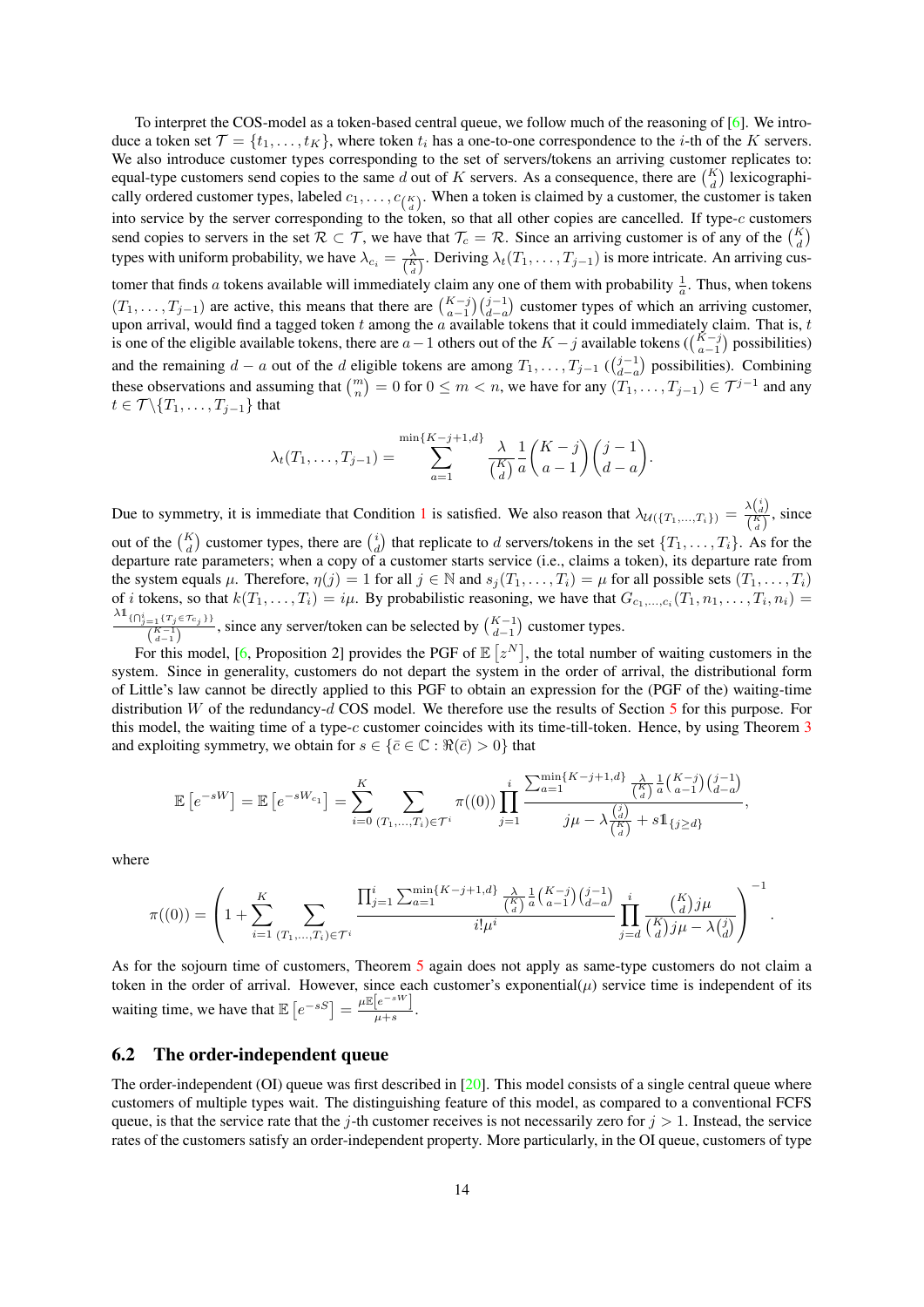To interpret the COS-model as a token-based central queue, we follow much of the reasoning of [6]. We introduce a token set $\mathcal{T} = \{t_1, \dots, t_K\}$, where token $t_i$ has a one-to-one correspondence to the $i$-th of the $K$ servers. We also introduce customer types corresponding to the set of servers/tokens an arriving customer replicates to: equal-type customers send copies to the same $d$ out of $K$ servers. As a consequence, there are $\binom{K}{d}$ lexicographically ordered customer types, labeled $c_1, \dots, c_{\binom{K}{d}}$. When a token is claimed by a customer, the customer is taken into service by the server corresponding to the token, so that all other copies are cancelled. If type-$c$ customers send copies to servers in the set $\mathcal{R} \subset \mathcal{T}$, we have that $\mathcal{T}_c = \mathcal{R}$. Since an arriving customer is of any of the $\binom{K}{d}$ types with uniform probability, we have $\lambda_{c_i} = \frac{\lambda}{\binom{K}{d}}$. Deriving $\lambda_t(T_1, \dots, T_{j-1})$ is more intricate. An arriving customer that finds $a$ tokens available will immediately claim any one of them with probability $\frac{1}{a}$. Thus, when tokens $(T_1, \dots, T_{j-1})$ are active, this means that there are $\binom{K-j}{a-1}\binom{j-1}{d-a}$ customer types of which an arriving customer, upon arrival, would find a tagged token $t$ among the $a$ available tokens that it could immediately claim. That is, $t$ is one of the eligible available tokens, there are $a-1$ others out of the $K-j$ available tokens ($\binom{K-j}{a-1}$ possibilities) and the remaining $d-a$ out of the $d$ eligible tokens are among $T_1, \dots, T_{j-1}$ ($\binom{j-1}{d-a}$ possibilities). Combining these observations and assuming that $\binom{m}{n} = 0$ for $0 \leq m < n$, we have for any $(T_1, \dots, T_{j-1}) \in \mathcal{T}^{j-1}$ and any $t \in \mathcal{T} \backslash \{T_1, \dots, T_{j-1}\}$ that

$$\lambda_t(T_1, \dots, T_{j-1}) = \sum_{a=1}^{\min\{K-j+1, d\}} \frac{\lambda}{\binom{K}{d}} \frac{1}{a} \binom{K-j}{a-1} \binom{j-1}{d-a}.$$

Due to symmetry, it is immediate that Condition 1 is satisfied. We also reason that $\lambda_{\mathcal{U}(\{T_1, \dots, T_i\})} = \frac{\lambda \binom{i}{d}}{\binom{K}{d}}$, since out of the $\binom{K}{d}$ customer types, there are $\binom{i}{d}$ that replicate to $d$ servers/tokens in the set $\{T_1, \dots, T_i\}$. As for the departure rate parameters; when a copy of a customer starts service (i.e., claims a token), its departure rate from the system equals $\mu$. Therefore, $\eta(j) = 1$ for all $j \in \mathbb{N}$ and $s_j(T_1, \dots, T_i) = \mu$ for all possible sets $(T_1, \dots, T_i)$ of $i$ tokens, so that $k(T_1, \dots, T_i) = i\mu$. By probabilistic reasoning, we have that $G_{c_1, \dots, c_i}(T_1, n_1, \dots, T_i, n_i) = \frac{\lambda \mathbb{1}_{\{\cap_{j=1}^{i}\{T_j \in \mathcal{T}_{c_j}\}\}}}{\binom{K-1}{d-1}}$, since any server/token can be selected by $\binom{K-1}{d-1}$ customer types.

For this model, [6, Proposition 2] provides the PGF of $\mathbb{E}\left[z^N\right]$, the total number of waiting customers in the system. Since in generality, customers do not depart the system in the order of arrival, the distributional form of Little's law cannot be directly applied to this PGF to obtain an expression for the (PGF of the) waiting-time distribution $W$ of the redundancy-$d$ COS model. We therefore use the results of Section 5 for this purpose. For this model, the waiting time of a type-$c$ customer coincides with its time-till-token. Hence, by using Theorem 3 and exploiting symmetry, we obtain for $s \in \{\bar{c} \in \mathbb{C} : \Re(\bar{c}) > 0\}$ that

$$\mathbb{E}\left[e^{-sW}\right] = \mathbb{E}\left[e^{-sW_{c_1}}\right] = \sum_{i=0}^{K} \sum_{(T_1, \dots, T_i) \in \mathcal{T}^i} \pi((0)) \prod_{j=1}^{i} \frac{\sum_{a=1}^{\min\{K-j+1, d\}} \frac{\lambda}{\binom{K}{d}} \frac{1}{a} \binom{K-j}{a-1} \binom{j-1}{d-a}}{j\mu - \lambda \frac{\binom{j}{d}}{\binom{K}{d}} + s\mathbb{1}_{\{j \geq d\}}},$$

where

$$\pi((0)) = \left(1 + \sum_{i=1}^{K} \sum_{(T_1, \dots, T_i) \in \mathcal{T}^i} \frac{\prod_{j=1}^{i} \sum_{a=1}^{\min\{K-j+1, d\}} \frac{\lambda}{\binom{K}{d}} \frac{1}{a} \binom{K-j}{a-1} \binom{j-1}{d-a}}{i! \mu^i} \prod_{j=d}^{i} \frac{\binom{K}{d} j\mu}{\binom{K}{d} j\mu - \lambda \binom{j}{d}}\right)^{-1}.$$

As for the sojourn time of customers, Theorem 5 again does not apply as same-type customers do not claim a token in the order of arrival. However, since each customer's exponential($\mu$) service time is independent of its waiting time, we have that $\mathbb{E}\left[e^{-sS}\right] = \frac{\mu \mathbb{E}\left[e^{-sW}\right]}{\mu + s}$.

## 6.2 The order-independent queue

The order-independent (OI) queue was first described in [20]. This model consists of a single central queue where customers of multiple types wait. The distinguishing feature of this model, as compared to a conventional FCFS queue, is that the service rate that the $j$-th customer receives is not necessarily zero for $j > 1$. Instead, the service rates of the customers satisfy an order-independent property. More particularly, in the OI queue, customers of type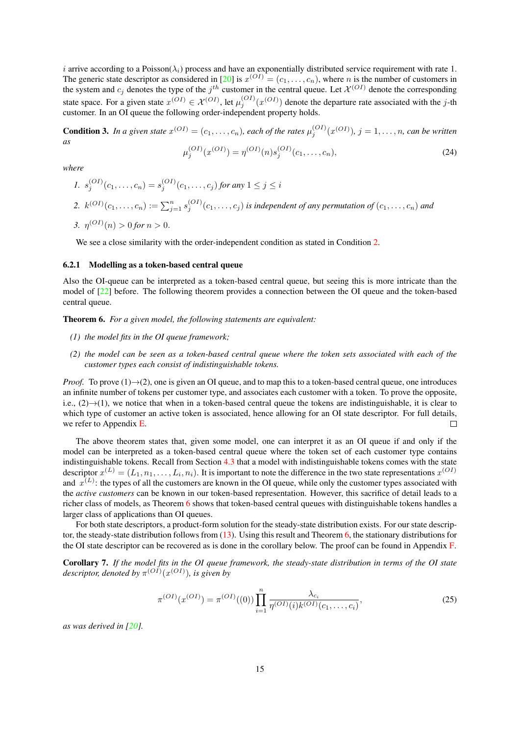$i$ arrive according to a Poisson($\lambda_i$) process and have an exponentially distributed service requirement with rate 1. The generic state descriptor as considered in [20] is $x^{(OI)} = (c_1, \ldots, c_n)$, where $n$ is the number of customers in the system and $c_j$ denotes the type of the $j^{th}$ customer in the central queue. Let $\mathcal{X}^{(OI)}$ denote the corresponding state space. For a given state $x^{(OI)} \in \mathcal{X}^{(OI)}$, let $\mu_j^{(OI)}(x^{(OI)})$ denote the departure rate associated with the $j$-th customer. In an OI queue the following order-independent property holds.

**Condition 3.** *In a given state $x^{(OI)} = (c_1, \ldots, c_n)$, each of the rates $\mu_j^{(OI)}(x^{(OI)})$, $j = 1, \ldots, n$, can be written as*

$$\mu_j^{(OI)}(x^{(OI)}) = \eta^{(OI)}(n) s_j^{(OI)}(c_1, \ldots, c_n), \tag{24}$$

*where*

1. $s_j^{(OI)}(c_1, \ldots, c_n) = s_j^{(OI)}(c_1, \ldots, c_j)$ *for any* $1 \leq j \leq i$
2. $k^{(OI)}(c_1, \ldots, c_n) := \sum_{j=1}^{n} s_j^{(OI)}(c_1, \ldots, c_j)$ *is independent of any permutation of* $(c_1, \ldots, c_n)$ *and*
3. $\eta^{(OI)}(n) > 0$ *for* $n > 0$.

We see a close similarity with the order-independent condition as stated in Condition 2.

### 6.2.1 Modelling as a token-based central queue

Also the OI-queue can be interpreted as a token-based central queue, but seeing this is more intricate than the model of [22] before. The following theorem provides a connection between the OI queue and the token-based central queue.

**Theorem 6.** *For a given model, the following statements are equivalent:*

*(1) the model fits in the OI queue framework;*

*(2) the model can be seen as a token-based central queue where the token sets associated with each of the customer types each consist of indistinguishable tokens.*

*Proof.* To prove (1)→(2), one is given an OI queue, and to map this to a token-based central queue, one introduces an infinite number of tokens per customer type, and associates each customer with a token. To prove the opposite, i.e., (2)→(1), we notice that when in a token-based central queue the tokens are indistinguishable, it is clear to which type of customer an active token is associated, hence allowing for an OI state descriptor. For full details, we refer to Appendix E. □

The above theorem states that, given some model, one can interpret it as an OI queue if and only if the model can be interpreted as a token-based central queue where the token set of each customer type contains indistinguishable tokens. Recall from Section 4.3 that a model with indistinguishable tokens comes with the state descriptor $x^{(L)} = (L_1, n_1, \ldots, L_i, n_i)$. It is important to note the difference in the two state representations $x^{(OI)}$ and $x^{(L)}$: the types of all the customers are known in the OI queue, while only the customer types associated with the *active customers* can be known in our token-based representation. However, this sacrifice of detail leads to a richer class of models, as Theorem 6 shows that token-based central queues with distinguishable tokens handles a larger class of applications than OI queues.

For both state descriptors, a product-form solution for the steady-state distribution exists. For our state descriptor, the steady-state distribution follows from (13). Using this result and Theorem 6, the stationary distributions for the OI state descriptor can be recovered as is done in the corollary below. The proof can be found in Appendix F.

**Corollary 7.** *If the model fits in the OI queue framework, the steady-state distribution in terms of the OI state descriptor, denoted by $\pi^{(OI)}(x^{(OI)})$, is given by*

$$\pi^{(OI)}(x^{(OI)}) = \pi^{(OI)}((0)) \prod_{i=1}^{n} \frac{\lambda_{c_i}}{\eta^{(OI)}(i) k^{(OI)}(c_1, \ldots, c_i)}, \tag{25}$$

*as was derived in [20].*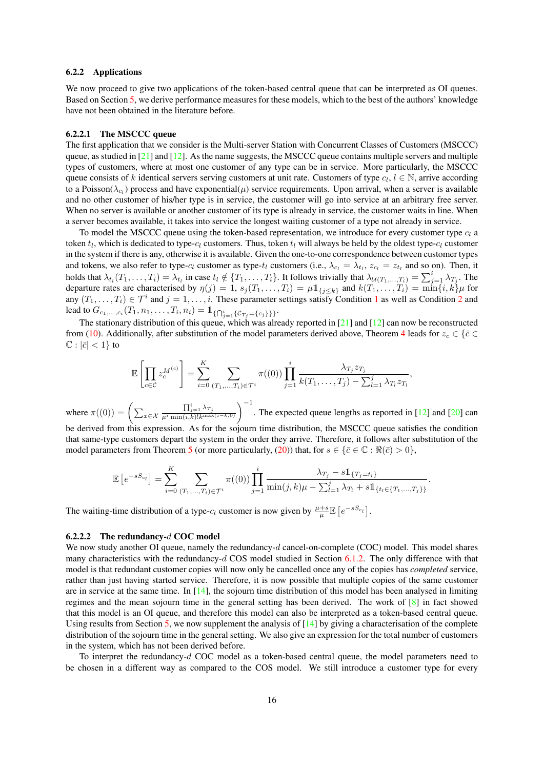### 6.2.2 Applications

We now proceed to give two applications of the token-based central queue that can be interpreted as OI queues. Based on Section 5, we derive performance measures for these models, which to the best of the authors' knowledge have not been obtained in the literature before.

#### 6.2.2.1 The MSCCC queue

The first application that we consider is the Multi-server Station with Concurrent Classes of Customers (MSCCC) queue, as studied in [21] and [12]. As the name suggests, the MSCCC queue contains multiple servers and multiple types of customers, where at most one customer of any type can be in service. More particularly, the MSCCC queue consists of $k$ identical servers serving customers at unit rate. Customers of type $c_l$, $l \in \mathbb{N}$, arrive according to a Poisson($\lambda_{c_l}$) process and have exponential($\mu$) service requirements. Upon arrival, when a server is available and no other customer of his/her type is in service, the customer will go into service at an arbitrary free server. When no server is available or another customer of its type is already in service, the customer waits in line. When a server becomes available, it takes into service the longest waiting customer of a type not already in service.

To model the MSCCC queue using the token-based representation, we introduce for every customer type $c_l$ a token $t_l$, which is dedicated to type-$c_l$ customers. Thus, token $t_l$ will always be held by the oldest type-$c_l$ customer in the system if there is any, otherwise it is available. Given the one-to-one correspondence between customer types and tokens, we also refer to type-$c_l$ customer as type-$t_l$ customers (i.e., $\lambda_{c_l} = \lambda_{t_l}$, $z_{c_l} = z_{t_l}$ and so on). Then, it holds that $\lambda_{t_l}(T_1, \ldots, T_i) = \lambda_{t_l}$ in case $t_l \notin \{T_1, \ldots, T_i\}$. It follows trivially that $\lambda_{\mathcal{U}(T_1,\ldots,T_i)} = \sum_{j=1}^{i} \lambda_{T_j}$. The departure rates are characterised by $\eta(j) = 1$, $s_j(T_1, \ldots, T_i) = \mu \mathbb{1}_{\{j \leq k\}}$ and $k(T_1, \ldots, T_i) = \min\{i, k\}\mu$ for any $(T_1, \ldots, T_i) \in \mathcal{T}^i$ and $j = 1, \ldots, i$. These parameter settings satisfy Condition 1 as well as Condition 2 and lead to $G_{c_1,\ldots,c_i}(T_1, n_1, \ldots, T_i, n_i) = \mathbb{1}_{\{\bigcap_{j=1}^{i} \{\mathcal{C}_{T_j} = \{c_j\}\}\}}$.

The stationary distribution of this queue, which was already reported in [21] and [12] can now be reconstructed from (10). Additionally, after substitution of the model parameters derived above, Theorem 4 leads for $z_c \in \{\bar{c} \in \mathbb{C} : |\bar{c}| < 1\}$ to

$$\mathbb{E}\left[\prod_{c \in \mathcal{C}} z_c^{M^{(c)}}\right] = \sum_{i=0}^{K} \sum_{(T_1,\ldots,T_i) \in \mathcal{T}^i} \pi((0)) \prod_{j=1}^{i} \frac{\lambda_{T_j} z_{T_j}}{k(T_1, \ldots, T_j) - \sum_{l=1}^{j} \lambda_{T_l} z_{T_l}},$$

where $\pi((0)) = \left(\sum_{x \in \mathcal{X}} \frac{\prod_{j=1}^{i} \lambda_{T_j}}{\mu^i \min(i,k)! k^{\max(i-k,0)}}\right)^{-1}$. The expected queue lengths as reported in [12] and [20] can be derived from this expression. As for the sojourn time distribution, the MSCCC queue satisfies the condition that same-type customers depart the system in the order they arrive. Therefore, it follows after substitution of the model parameters from Theorem 5 (or more particularly, (20)) that, for $s \in \{\bar{c} \in \mathbb{C} : \Re(\bar{c}) > 0\}$,

$$\mathbb{E}\left[e^{-sS_{c_l}}\right] = \sum_{i=0}^{K} \sum_{(T_1,\ldots,T_i) \in \mathcal{T}^i} \pi((0)) \prod_{j=1}^{i} \frac{\lambda_{T_j} - s\mathbb{1}_{\{T_j = t_l\}}}{\min(j,k)\mu - \sum_{l=1}^{j} \lambda_{T_l} + s\mathbb{1}_{\{t_l \in \{T_1,\ldots,T_j\}\}}}.$$

The waiting-time distribution of a type-$c_l$ customer is now given by $\frac{\mu+s}{\mu}\mathbb{E}\left[e^{-sS_{c_l}}\right]$.

#### 6.2.2.2 The redundancy-$d$ COC model

We now study another OI queue, namely the redundancy-$d$ cancel-on-complete (COC) model. This model shares many characteristics with the redundancy-$d$ COS model studied in Section 6.1.2. The only difference with that model is that redundant customer copies will now only be cancelled once any of the copies has *completed* service, rather than just having started service. Therefore, it is now possible that multiple copies of the same customer are in service at the same time. In [14], the sojourn time distribution of this model has been analysed in limiting regimes and the mean sojourn time in the general setting has been derived. The work of [8] in fact showed that this model is an OI queue, and therefore this model can also be interpreted as a token-based central queue. Using results from Section 5, we now supplement the analysis of [14] by giving a characterisation of the complete distribution of the sojourn time in the general setting. We also give an expression for the total number of customers in the system, which has not been derived before.

To interpret the redundancy-$d$ COC model as a token-based central queue, the model parameters need to be chosen in a different way as compared to the COS model. We still introduce a customer type for every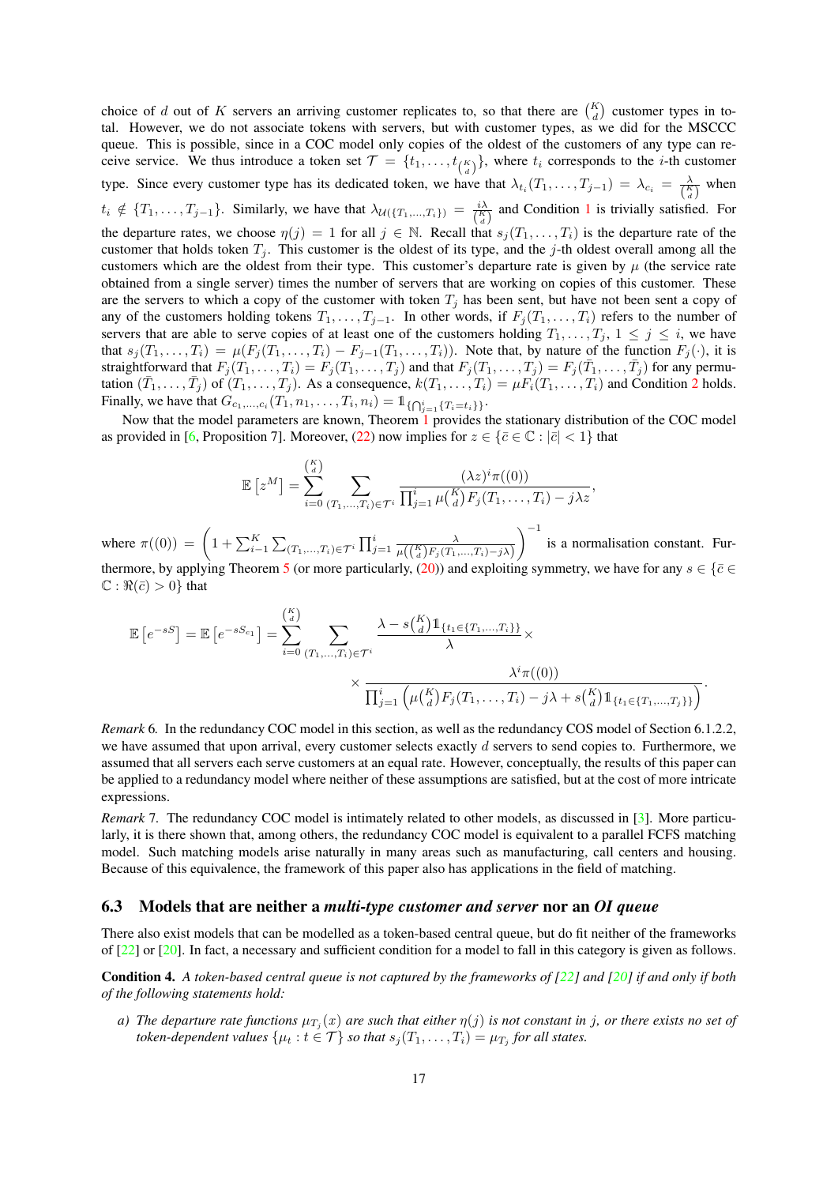choice of $d$ out of $K$ servers an arriving customer replicates to, so that there are $\binom{K}{d}$ customer types in total. However, we do not associate tokens with servers, but with customer types, as we did for the MSCCC queue. This is possible, since in a COC model only copies of the oldest of the customers of any type can receive service. We thus introduce a token set $\mathcal{T} = \{t_1, \ldots, t_{\binom{K}{d}}\}$, where $t_i$ corresponds to the $i$-th customer type. Since every customer type has its dedicated token, we have that $\lambda_{t_i}(T_1, \ldots, T_{j-1}) = \lambda_{c_i} = \frac{\lambda}{\binom{K}{d}}$ when $t_i \notin \{T_1, \ldots, T_{j-1}\}$. Similarly, we have that $\lambda_{\mathcal{U}(\{T_1,\ldots,T_i\})} = \frac{i\lambda}{\binom{K}{d}}$ and Condition 1 is trivially satisfied. For the departure rates, we choose $\eta(j) = 1$ for all $j \in \mathbb{N}$. Recall that $s_j(T_1, \ldots, T_i)$ is the departure rate of the customer that holds token $T_j$. This customer is the oldest of its type, and the $j$-th oldest overall among all the customers which are the oldest from their type. This customer's departure rate is given by $\mu$ (the service rate obtained from a single server) times the number of servers that are working on copies of this customer. These are the servers to which a copy of the customer with token $T_j$ has been sent, but have not been sent a copy of any of the customers holding tokens $T_1, \ldots, T_{j-1}$. In other words, if $F_j(T_1, \ldots, T_i)$ refers to the number of servers that are able to serve copies of at least one of the customers holding $T_1, \ldots, T_j$, $1 \leq j \leq i$, we have that $s_j(T_1, \ldots, T_i) = \mu(F_j(T_1, \ldots, T_i) - F_{j-1}(T_1, \ldots, T_i))$. Note that, by nature of the function $F_j(\cdot)$, it is straightforward that $F_j(T_1, \ldots, T_i) = F_j(T_1, \ldots, T_j)$ and that $F_j(T_1, \ldots, T_j) = F_j(\bar{T}_1, \ldots, \bar{T}_j)$ for any permutation $(\bar{T}_1, \ldots, \bar{T}_j)$ of $(T_1, \ldots, T_j)$. As a consequence, $k(T_1, \ldots, T_i) = \mu F_i(T_1, \ldots, T_i)$ and Condition 2 holds. Finally, we have that $G_{c_1,\ldots,c_i}(T_1, n_1, \ldots, T_i, n_i) = \mathbb{1}_{\{\bigcap_{j=1}^{i}\{T_i = t_i\}\}}$.

Now that the model parameters are known, Theorem 1 provides the stationary distribution of the COC model as provided in [6, Proposition 7]. Moreover, (22) now implies for $z \in \{\bar{c} \in \mathbb{C} : |\bar{c}| < 1\}$ that

$$\mathbb{E}\left[z^M\right] = \sum_{i=0}^{\binom{K}{d}} \sum_{(T_1,\ldots,T_i)\in\mathcal{T}^i} \frac{(\lambda z)^i \pi((0))}{\prod_{j=1}^{i} \mu\binom{K}{d} F_j(T_1, \ldots, T_i) - j\lambda z},$$

where $\pi((0)) = \left(1 + \sum_{i-1}^{K} \sum_{(T_1,\ldots,T_i)\in\mathcal{T}^i} \prod_{j=1}^{i} \frac{\lambda}{\mu(\binom{K}{d} F_j(T_1,\ldots,T_i) - j\lambda)}\right)^{-1}$ is a normalisation constant. Furthermore, by applying Theorem 5 (or more particularly, (20)) and exploiting symmetry, we have for any $s \in \{\bar{c} \in \mathbb{C} : \Re(\bar{c}) > 0\}$ that

$$\mathbb{E}\left[e^{-sS}\right] = \mathbb{E}\left[e^{-sS_{c_1}}\right] = \sum_{i=0}^{\binom{K}{d}} \sum_{(T_1,\ldots,T_i)\in\mathcal{T}^i} \frac{\lambda - s\binom{K}{d}\mathbb{1}_{\{t_1 \in \{T_1,\ldots,T_i\}\}}}{\lambda} \times \frac{\lambda^i \pi((0))}{\prod_{j=1}^{i}\left(\mu\binom{K}{d} F_j(T_1, \ldots, T_i) - j\lambda + s\binom{K}{d}\mathbb{1}_{\{t_1 \in \{T_1,\ldots,T_j\}\}}\right)}.$$

*Remark* 6. In the redundancy COC model in this section, as well as the redundancy COS model of Section 6.1.2.2, we have assumed that upon arrival, every customer selects exactly $d$ servers to send copies to. Furthermore, we assumed that all servers each serve customers at an equal rate. However, conceptually, the results of this paper can be applied to a redundancy model where neither of these assumptions are satisfied, but at the cost of more intricate expressions.

*Remark* 7. The redundancy COC model is intimately related to other models, as discussed in [3]. More particularly, it is there shown that, among others, the redundancy COC model is equivalent to a parallel FCFS matching model. Such matching models arise naturally in many areas such as manufacturing, call centers and housing. Because of this equivalence, the framework of this paper also has applications in the field of matching.

### 6.3 Models that are neither a *multi-type customer and server* nor an *OI queue*

There also exist models that can be modelled as a token-based central queue, but do fit neither of the frameworks of [22] or [20]. In fact, a necessary and sufficient condition for a model to fall in this category is given as follows.

**Condition 4.** *A token-based central queue is not captured by the frameworks of [22] and [20] if and only if both of the following statements hold:*

*a) The departure rate functions $\mu_{T_j}(x)$ are such that either $\eta(j)$ is not constant in $j$, or there exists no set of token-dependent values $\{\mu_t : t \in \mathcal{T}\}$ so that $s_j(T_1, \ldots, T_i) = \mu_{T_j}$ for all states.*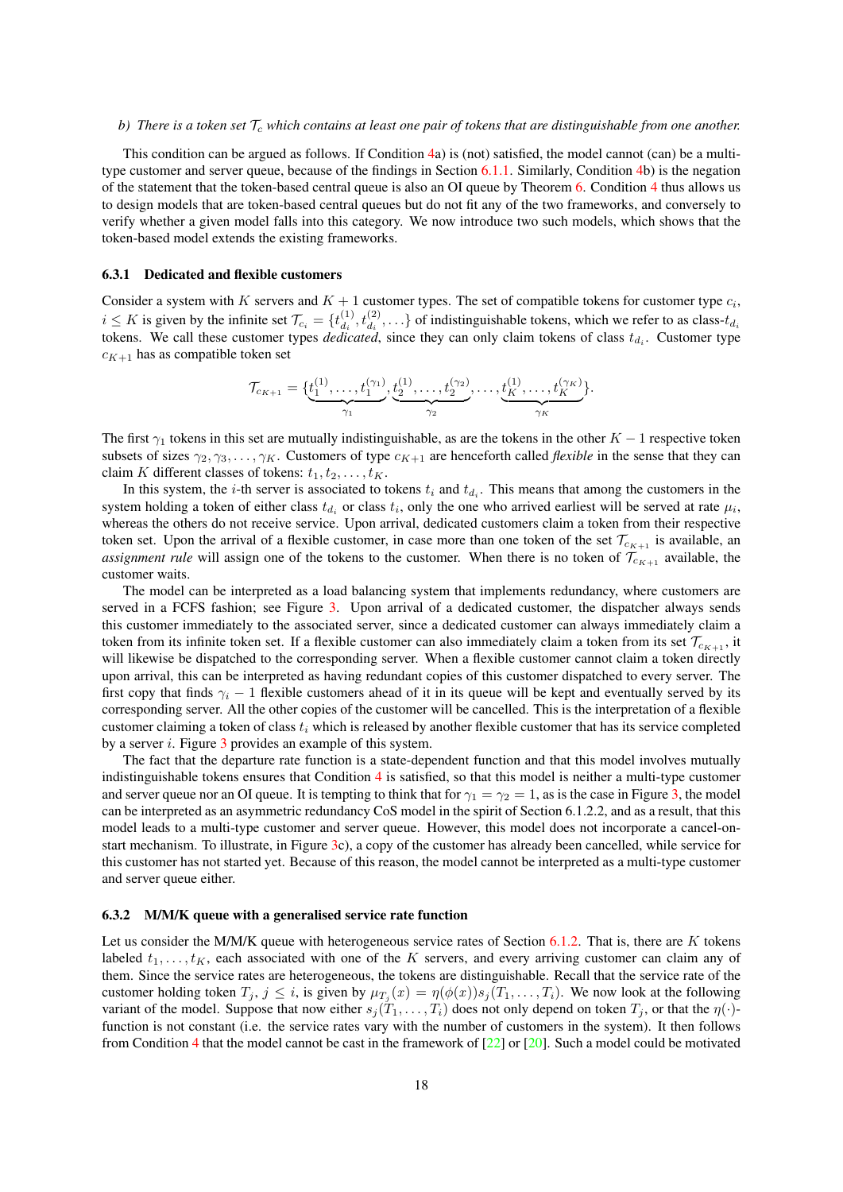*b) There is a token set $\mathcal{T}_c$ which contains at least one pair of tokens that are distinguishable from one another.*

This condition can be argued as follows. If Condition 4a) is (not) satisfied, the model cannot (can) be a multi-type customer and server queue, because of the findings in Section 6.1.1. Similarly, Condition 4b) is the negation of the statement that the token-based central queue is also an OI queue by Theorem 6. Condition 4 thus allows us to design models that are token-based central queues but do not fit any of the two frameworks, and conversely to verify whether a given model falls into this category. We now introduce two such models, which shows that the token-based model extends the existing frameworks.

### 6.3.1 Dedicated and flexible customers

Consider a system with $K$ servers and $K+1$ customer types. The set of compatible tokens for customer type $c_i$, $i \leq K$ is given by the infinite set $\mathcal{T}_{c_i} = \{t_{d_i}^{(1)}, t_{d_i}^{(2)}, \ldots\}$ of indistinguishable tokens, which we refer to as class-$t_{d_i}$ tokens. We call these customer types *dedicated*, since they can only claim tokens of class $t_{d_i}$. Customer type $c_{K+1}$ has as compatible token set

$$\mathcal{T}_{c_{K+1}} = \{\underbrace{t_1^{(1)}, \ldots, t_1^{(\gamma_1)}}_{\gamma_1}, \underbrace{t_2^{(1)}, \ldots, t_2^{(\gamma_2)}}_{\gamma_2}, \ldots, \underbrace{t_K^{(1)}, \ldots, t_K^{(\gamma_K)}}_{\gamma_K}\}.$$

The first $\gamma_1$ tokens in this set are mutually indistinguishable, as are the tokens in the other $K-1$ respective token subsets of sizes $\gamma_2, \gamma_3, \ldots, \gamma_K$. Customers of type $c_{K+1}$ are henceforth called *flexible* in the sense that they can claim $K$ different classes of tokens: $t_1, t_2, \ldots, t_K$.

In this system, the $i$-th server is associated to tokens $t_i$ and $t_{d_i}$. This means that among the customers in the system holding a token of either class $t_{d_i}$ or class $t_i$, only the one who arrived earliest will be served at rate $\mu_i$, whereas the others do not receive service. Upon arrival, dedicated customers claim a token from their respective token set. Upon the arrival of a flexible customer, in case more than one token of the set $\mathcal{T}_{c_{K+1}}$ is available, an *assignment rule* will assign one of the tokens to the customer. When there is no token of $\mathcal{T}_{c_{K+1}}$ available, the customer waits.

The model can be interpreted as a load balancing system that implements redundancy, where customers are served in a FCFS fashion; see Figure 3. Upon arrival of a dedicated customer, the dispatcher always sends this customer immediately to the associated server, since a dedicated customer can always immediately claim a token from its infinite token set. If a flexible customer can also immediately claim a token from its set $\mathcal{T}_{c_{K+1}}$, it will likewise be dispatched to the corresponding server. When a flexible customer cannot claim a token directly upon arrival, this can be interpreted as having redundant copies of this customer dispatched to every server. The first copy that finds $\gamma_i - 1$ flexible customers ahead of it in its queue will be kept and eventually served by its corresponding server. All the other copies of the customer will be cancelled. This is the interpretation of a flexible customer claiming a token of class $t_i$ which is released by another flexible customer that has its service completed by a server $i$. Figure 3 provides an example of this system.

The fact that the departure rate function is a state-dependent function and that this model involves mutually indistinguishable tokens ensures that Condition 4 is satisfied, so that this model is neither a multi-type customer and server queue nor an OI queue. It is tempting to think that for $\gamma_1 = \gamma_2 = 1$, as is the case in Figure 3, the model can be interpreted as an asymmetric redundancy CoS model in the spirit of Section 6.1.2.2, and as a result, that this model leads to a multi-type customer and server queue. However, this model does not incorporate a cancel-on-start mechanism. To illustrate, in Figure 3c), a copy of the customer has already been cancelled, while service for this customer has not started yet. Because of this reason, the model cannot be interpreted as a multi-type customer and server queue either.

### 6.3.2 M/M/K queue with a generalised service rate function

Let us consider the M/M/K queue with heterogeneous service rates of Section 6.1.2. That is, there are $K$ tokens labeled $t_1, \ldots, t_K$, each associated with one of the $K$ servers, and every arriving customer can claim any of them. Since the service rates are heterogeneous, the tokens are distinguishable. Recall that the service rate of the customer holding token $T_j$, $j \leq i$, is given by $\mu_{T_j}(x) = \eta(\phi(x)) s_j(T_1, \ldots, T_i)$. We now look at the following variant of the model. Suppose that now either $s_j(T_1, \ldots, T_i)$ does not only depend on token $T_j$, or that the $\eta(\cdot)$-function is not constant (i.e. the service rates vary with the number of customers in the system). It then follows from Condition 4 that the model cannot be cast in the framework of [22] or [20]. Such a model could be motivated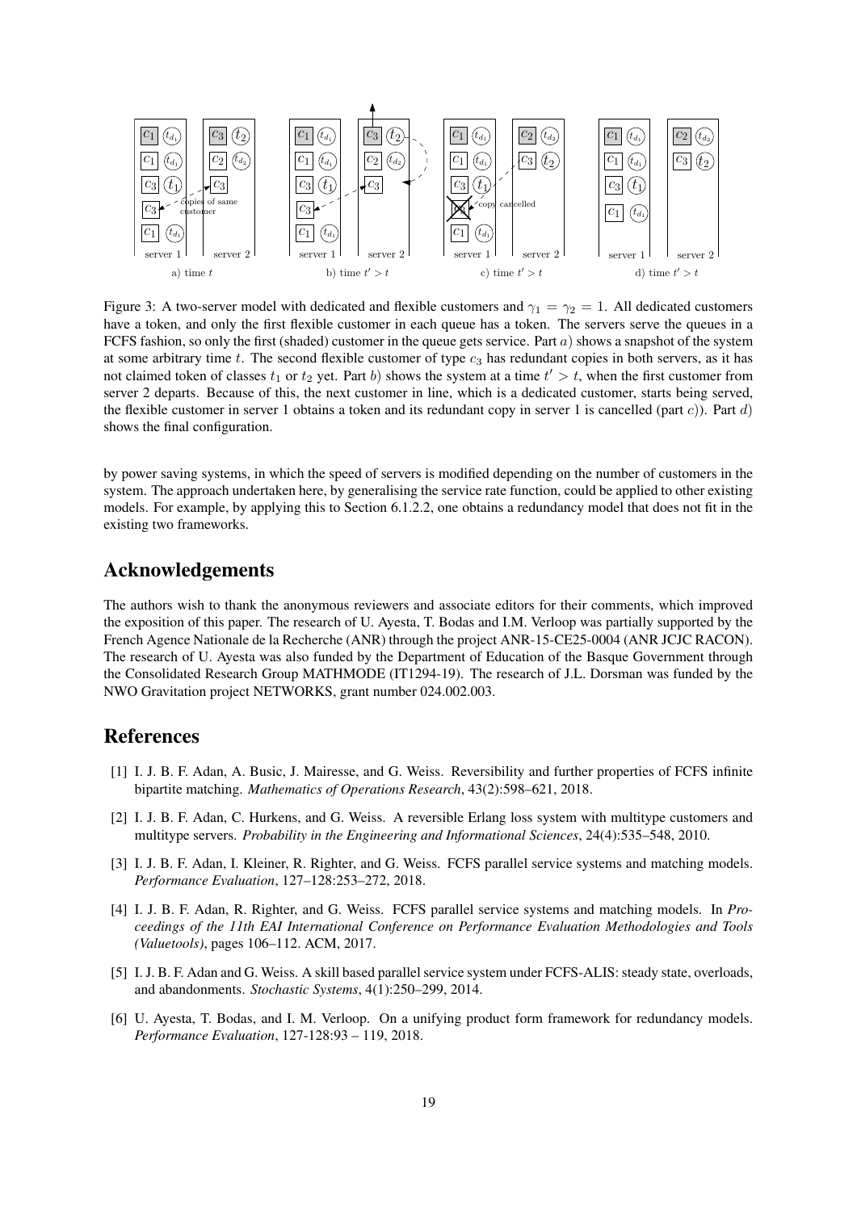Figure 3: A two-server model with dedicated and flexible customers and $\gamma_1 = \gamma_2 = 1$. All dedicated customers have a token, and only the first flexible customer in each queue has a token. The servers serve the queues in a FCFS fashion, so only the first (shaded) customer in the queue gets service. Part $a)$ shows a snapshot of the system at some arbitrary time $t$. The second flexible customer of type $c_3$ has redundant copies in both servers, as it has not claimed token of classes $t_1$ or $t_2$ yet. Part $b)$ shows the system at a time $t' > t$, when the first customer from server 2 departs. Because of this, the next customer in line, which is a dedicated customer, starts being served, the flexible customer in server 1 obtains a token and its redundant copy in server 1 is cancelled (part $c)$). Part $d)$ shows the final configuration.

by power saving systems, in which the speed of servers is modified depending on the number of customers in the system. The approach undertaken here, by generalising the service rate function, could be applied to other existing models. For example, by applying this to Section 6.1.2.2, one obtains a redundancy model that does not fit in the existing two frameworks.

## Acknowledgements

The authors wish to thank the anonymous reviewers and associate editors for their comments, which improved the exposition of this paper. The research of U. Ayesta, T. Bodas and I.M. Verloop was partially supported by the French Agence Nationale de la Recherche (ANR) through the project ANR-15-CE25-0004 (ANR JCJC RACON). The research of U. Ayesta was also funded by the Department of Education of the Basque Government through the Consolidated Research Group MATHMODE (IT1294-19). The research of J.L. Dorsman was funded by the NWO Gravitation project NETWORKS, grant number 024.002.003.

## References

[1] I. J. B. F. Adan, A. Busic, J. Mairesse, and G. Weiss. Reversibility and further properties of FCFS infinite bipartite matching. *Mathematics of Operations Research*, 43(2):598–621, 2018.

[2] I. J. B. F. Adan, C. Hurkens, and G. Weiss. A reversible Erlang loss system with multitype customers and multitype servers. *Probability in the Engineering and Informational Sciences*, 24(4):535–548, 2010.

[3] I. J. B. F. Adan, I. Kleiner, R. Righter, and G. Weiss. FCFS parallel service systems and matching models. *Performance Evaluation*, 127–128:253–272, 2018.

[4] I. J. B. F. Adan, R. Righter, and G. Weiss. FCFS parallel service systems and matching models. In *Proceedings of the 11th EAI International Conference on Performance Evaluation Methodologies and Tools (Valuetools)*, pages 106–112. ACM, 2017.

[5] I. J. B. F. Adan and G. Weiss. A skill based parallel service system under FCFS-ALIS: steady state, overloads, and abandonments. *Stochastic Systems*, 4(1):250–299, 2014.

[6] U. Ayesta, T. Bodas, and I. M. Verloop. On a unifying product form framework for redundancy models. *Performance Evaluation*, 127-128:93 – 119, 2018.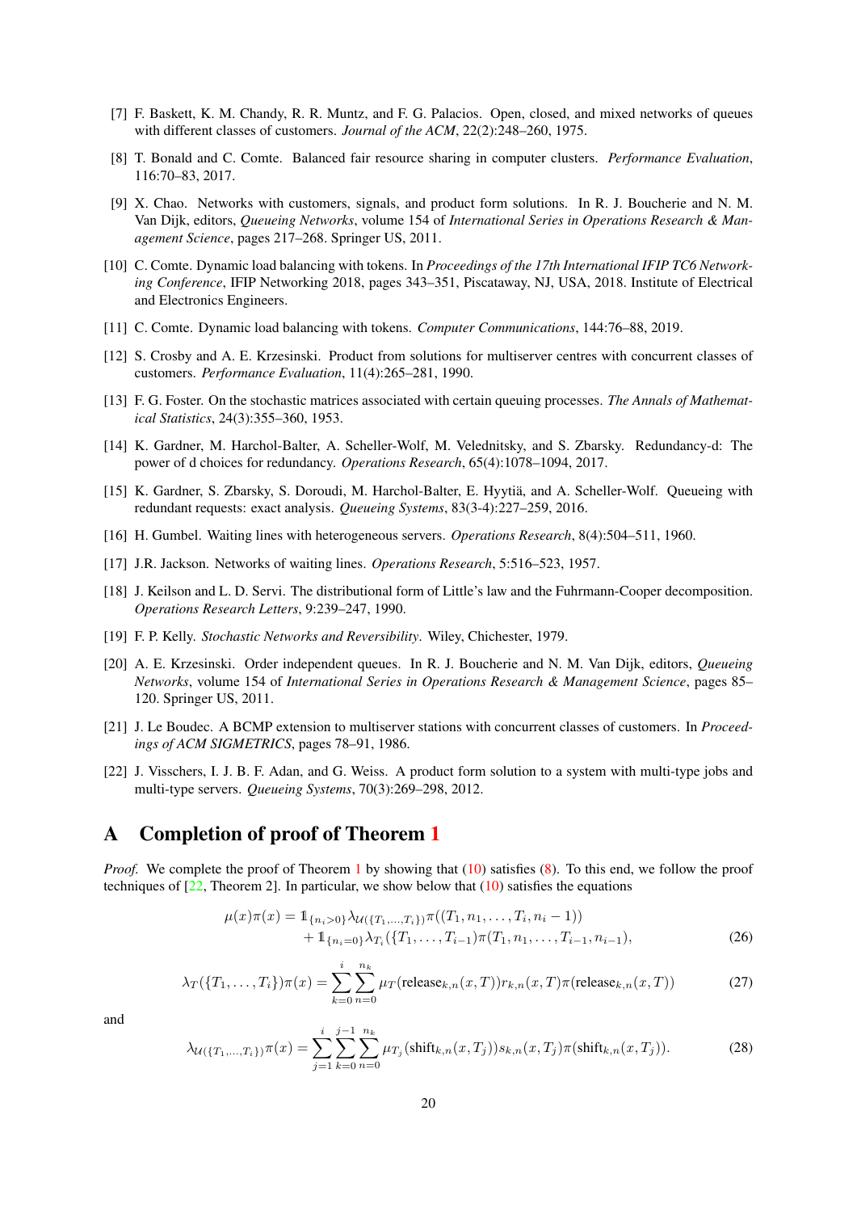[7] F. Baskett, K. M. Chandy, R. R. Muntz, and F. G. Palacios. Open, closed, and mixed networks of queues with different classes of customers. *Journal of the ACM*, 22(2):248–260, 1975.

[8] T. Bonald and C. Comte. Balanced fair resource sharing in computer clusters. *Performance Evaluation*, 116:70–83, 2017.

[9] X. Chao. Networks with customers, signals, and product form solutions. In R. J. Boucherie and N. M. Van Dijk, editors, *Queueing Networks*, volume 154 of *International Series in Operations Research & Management Science*, pages 217–268. Springer US, 2011.

[10] C. Comte. Dynamic load balancing with tokens. In *Proceedings of the 17th International IFIP TC6 Networking Conference*, IFIP Networking 2018, pages 343–351, Piscataway, NJ, USA, 2018. Institute of Electrical and Electronics Engineers.

[11] C. Comte. Dynamic load balancing with tokens. *Computer Communications*, 144:76–88, 2019.

[12] S. Crosby and A. E. Krzesinski. Product from solutions for multiserver centres with concurrent classes of customers. *Performance Evaluation*, 11(4):265–281, 1990.

[13] F. G. Foster. On the stochastic matrices associated with certain queuing processes. *The Annals of Mathematical Statistics*, 24(3):355–360, 1953.

[14] K. Gardner, M. Harchol-Balter, A. Scheller-Wolf, M. Velednitsky, and S. Zbarsky. Redundancy-d: The power of d choices for redundancy. *Operations Research*, 65(4):1078–1094, 2017.

[15] K. Gardner, S. Zbarsky, S. Doroudi, M. Harchol-Balter, E. Hyytiä, and A. Scheller-Wolf. Queueing with redundant requests: exact analysis. *Queueing Systems*, 83(3-4):227–259, 2016.

[16] H. Gumbel. Waiting lines with heterogeneous servers. *Operations Research*, 8(4):504–511, 1960.

[17] J.R. Jackson. Networks of waiting lines. *Operations Research*, 5:516–523, 1957.

[18] J. Keilson and L. D. Servi. The distributional form of Little's law and the Fuhrmann-Cooper decomposition. *Operations Research Letters*, 9:239–247, 1990.

[19] F. P. Kelly. *Stochastic Networks and Reversibility*. Wiley, Chichester, 1979.

[20] A. E. Krzesinski. Order independent queues. In R. J. Boucherie and N. M. Van Dijk, editors, *Queueing Networks*, volume 154 of *International Series in Operations Research & Management Science*, pages 85–120. Springer US, 2011.

[21] J. Le Boudec. A BCMP extension to multiserver stations with concurrent classes of customers. In *Proceedings of ACM SIGMETRICS*, pages 78–91, 1986.

[22] J. Visschers, I. J. B. F. Adan, and G. Weiss. A product form solution to a system with multi-type jobs and multi-type servers. *Queueing Systems*, 70(3):269–298, 2012.

# A Completion of proof of Theorem 1

*Proof.* We complete the proof of Theorem 1 by showing that (10) satisfies (8). To this end, we follow the proof techniques of [22, Theorem 2]. In particular, we show below that (10) satisfies the equations

$$\mu(x)\pi(x) = \mathbb{1}_{\{n_i>0\}}\lambda_{\mathcal{U}(\{T_1,\ldots,T_i\})}\pi((T_1,n_1,\ldots,T_i,n_i-1)) + \mathbb{1}_{\{n_i=0\}}\lambda_{T_i}(\{T_1,\ldots,T_{i-1})\pi(T_1,n_1,\ldots,T_{i-1},n_{i-1}), \tag{26}$$

$$\lambda_T(\{T_1,\ldots,T_i\})\pi(x) = \sum_{k=0}^{i}\sum_{n=0}^{n_k}\mu_T(\text{release}_{k,n}(x,T))r_{k,n}(x,T)\pi(\text{release}_{k,n}(x,T)) \tag{27}$$

and

$$\lambda_{\mathcal{U}(\{T_1,\ldots,T_i\})}\pi(x) = \sum_{j=1}^{i}\sum_{k=0}^{j-1}\sum_{n=0}^{n_k}\mu_{T_j}(\text{shift}_{k,n}(x,T_j))s_{k,n}(x,T_j)\pi(\text{shift}_{k,n}(x,T_j)). \tag{28}$$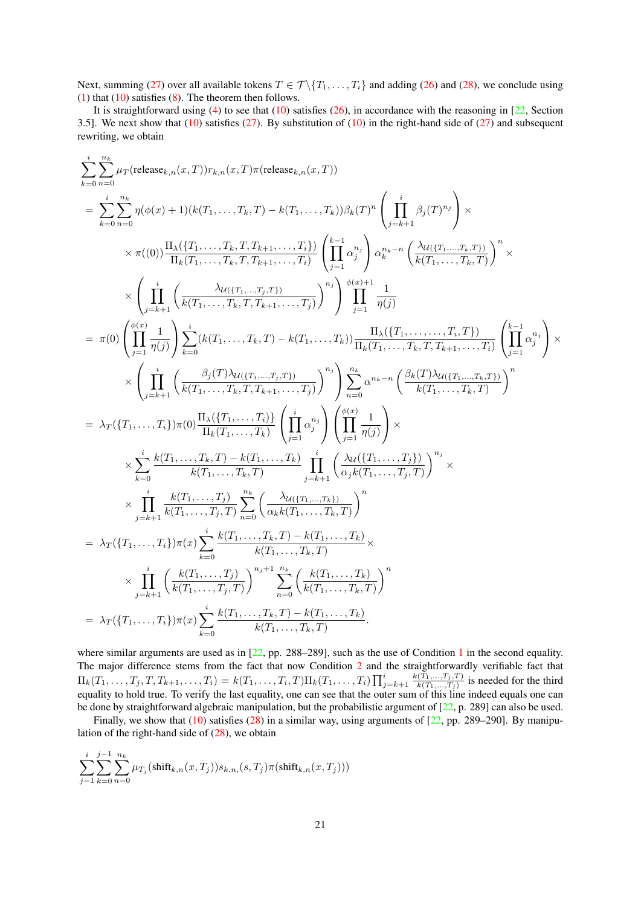Next, summing (27) over all available tokens $T \in \mathcal{T} \backslash \{T_1, \ldots, T_i\}$ and adding (26) and (28), we conclude using (1) that (10) satisfies (8). The theorem then follows.

It is straightforward using (4) to see that (10) satisfies (26), in accordance with the reasoning in [22, Section 3.5]. We next show that (10) satisfies (27). By substitution of (10) in the right-hand side of (27) and subsequent rewriting, we obtain

$$
\begin{aligned}
&\sum_{k=0}^{i} \sum_{n=0}^{n_k} \mu_T(\text{release}_{k,n}(x,T)) r_{k,n}(x,T) \pi(\text{release}_{k,n}(x,T)) \\
&= \sum_{k=0}^{i} \sum_{n=0}^{n_k} \eta(\phi(x)+1)(k(T_1,\ldots,T_k,T) - k(T_1,\ldots,T_k)) \beta_k(T)^n \left( \prod_{j=k+1}^{i} \beta_j(T)^{n_j} \right) \times \\
&\quad \times \pi((0)) \frac{\Pi_\lambda(\{T_1,\ldots,T_k,T,T_{k+1},\ldots,T_i\})}{\Pi_k(T_1,\ldots,T_k,T,T_{k+1},\ldots,T_i)} \left( \prod_{j=1}^{k-1} \alpha_j^{n_j} \right) \alpha_k^{n_k - n} \left( \frac{\lambda_{\mathcal{U}(\{T_1,\ldots,T_k,T\})}}{k(T_1,\ldots,T_k,T)} \right)^n \times \\
&\quad \times \left( \prod_{j=k+1}^{i} \left( \frac{\lambda_{\mathcal{U}(\{T_1,\ldots,T_j,T\})}}{k(T_1,\ldots,T_k,T,T_{k+1},\ldots,T_j)} \right)^{n_j} \right) \prod_{j=1}^{\phi(x)+1} \frac{1}{\eta(j)} \\
&= \pi(0) \left( \prod_{j=1}^{\phi(x)} \frac{1}{\eta(j)} \right) \sum_{k=0}^{i} (k(T_1,\ldots,T_k,T) - k(T_1,\ldots,T_k)) \frac{\Pi_\lambda(\{T_1,\ldots,\ldots,T_i,T\})}{\Pi_k(T_1,\ldots,T_k,T,T_{k+1},\ldots,T_i)} \left( \prod_{j=1}^{k-1} \alpha_j^{n_j} \right) \times \\
&\quad \times \left( \prod_{j=k+1}^{i} \left( \frac{\beta_j(T)\lambda_{\mathcal{U}(\{T_1,\ldots,T_j,T\})}}{k(T_1,\ldots,T_k,T,T_{k+1},\ldots,T_j)} \right)^{n_j} \right) \sum_{n=0}^{n_k} \alpha^{n_k - n} \left( \frac{\beta_k(T)\lambda_{\mathcal{U}(\{T_1,\ldots,T_k,T\})}}{k(T_1,\ldots,T_k,T)} \right)^n \\
&= \lambda_T(\{T_1,\ldots,T_i\}) \pi(0) \frac{\Pi_\lambda(\{T_1,\ldots,T_i)\}}{\Pi_k(T_1,\ldots,T_k)} \left( \prod_{j=1}^{i} \alpha_j^{n_j} \right) \left( \prod_{j=1}^{\phi(x)} \frac{1}{\eta(j)} \right) \times \\
&\quad \times \sum_{k=0}^{i} \frac{k(T_1,\ldots,T_k,T) - k(T_1,\ldots,T_k)}{k(T_1,\ldots,T_k,T)} \prod_{j=k+1}^{i} \left( \frac{\lambda_{\mathcal{U}}(\{T_1,\ldots,T_j\})}{\alpha_j k(T_1,\ldots,T_j,T)} \right)^{n_j} \times \\
&\quad \times \prod_{j=k+1}^{i} \frac{k(T_1,\ldots,T_j)}{k(T_1,\ldots,T_j,T)} \sum_{n=0}^{n_k} \left( \frac{\lambda_{\mathcal{U}(\{T_1,\ldots,T_k\})}}{\alpha_k k(T_1,\ldots,T_k,T)} \right)^n \\
&= \lambda_T(\{T_1,\ldots,T_i\}) \pi(x) \sum_{k=0}^{i} \frac{k(T_1,\ldots,T_k,T) - k(T_1,\ldots,T_k)}{k(T_1,\ldots,T_k,T)} \times \\
&\quad \times \prod_{j=k+1}^{i} \left( \frac{k(T_1,\ldots,T_j)}{k(T_1,\ldots,T_j,T)} \right)^{n_j+1} \sum_{n=0}^{n_k} \left( \frac{k(T_1,\ldots,T_k)}{k(T_1,\ldots,T_k,T)} \right)^n \\
&= \lambda_T(\{T_1,\ldots,T_i\}) \pi(x) \sum_{k=0}^{i} \frac{k(T_1,\ldots,T_k,T) - k(T_1,\ldots,T_k)}{k(T_1,\ldots,T_k,T)}.
\end{aligned}
$$

where similar arguments are used as in [22, pp. 288–289], such as the use of Condition 1 in the second equality. The major difference stems from the fact that now Condition 2 and the straightforwardly verifiable fact that $\Pi_k(T_1,\ldots,T_j,T,T_{k+1},\ldots,T_i) = k(T_1,\ldots,T_i,T)\Pi_k(T_1,\ldots,T_i) \prod_{j=k+1}^{i} \frac{k(T_1,\ldots,T_j,T)}{k(T_1,\ldots,T_j)}$ is needed for the third equality to hold true. To verify the last equality, one can see that the outer sum of this line indeed equals one can be done by straightforward algebraic manipulation, but the probabilistic argument of [22, p. 289] can also be used.

Finally, we show that (10) satisfies (28) in a similar way, using arguments of [22, pp. 289–290]. By manipulation of the right-hand side of (28), we obtain

$$
\sum_{j=1}^{i} \sum_{k=0}^{j-1} \sum_{n=0}^{n_k} \mu_{T_j}(\text{shift}_{k,n}(x,T_j)) s_{k,n,}(s,T_j) \pi(\text{shift}_{k,n}(x,T_j)))
$$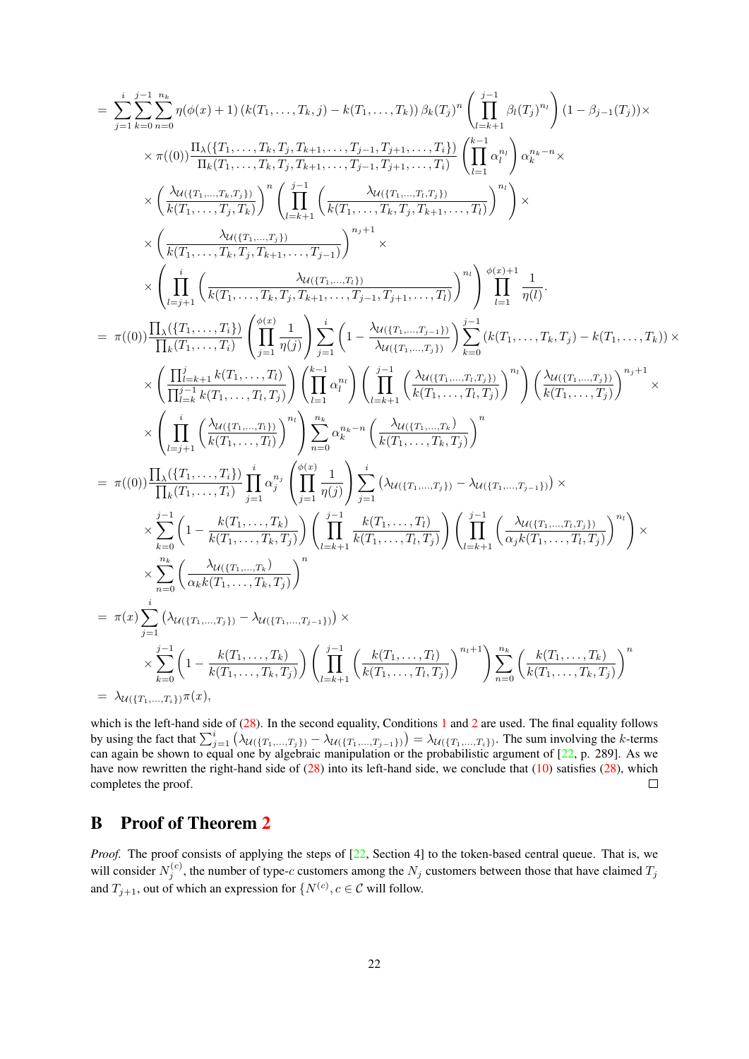$$
\begin{aligned}
&= \sum_{j=1}^{i}\sum_{k=0}^{j-1}\sum_{n=0}^{n_k} \eta(\phi(x)+1)\left(k(T_1,\ldots,T_k,j)-k(T_1,\ldots,T_k)\right)\beta_k(T_j)^n\left(\prod_{l=k+1}^{j-1}\beta_l(T_j)^{n_l}\right)(1-\beta_{j-1}(T_j))\times \\
&\quad\times \pi((0))\frac{\Pi_\lambda(\{T_1,\ldots,T_k,T_j,T_{k+1},\ldots,T_{j-1},T_{j+1},\ldots,T_i\})}{\Pi_k(T_1,\ldots,T_k,T_j,T_{k+1},\ldots,T_{j-1},T_{j+1},\ldots,T_i)}\left(\prod_{l=1}^{k-1}\alpha_l^{n_l}\right)\alpha_k^{n_k-n}\times \\
&\quad\times\left(\frac{\lambda_{\mathcal{U}(\{T_1,\ldots,T_k,T_j\})}}{k(T_1,\ldots,T_j,T_k)}\right)^n\left(\prod_{l=k+1}^{j-1}\left(\frac{\lambda_{\mathcal{U}(\{T_1,\ldots,T_l,T_j\})}}{k(T_1,\ldots,T_k,T_j,T_{k+1},\ldots,T_l)}\right)^{n_l}\right)\times \\
&\quad\times\left(\frac{\lambda_{\mathcal{U}(\{T_1,\ldots,T_j\})}}{k(T_1,\ldots,T_k,T_j,T_{k+1},\ldots,T_{j-1})}\right)^{n_j+1}\times \\
&\quad\times\left(\prod_{l=j+1}^{i}\left(\frac{\lambda_{\mathcal{U}(\{T_1,\ldots,T_l\})}}{k(T_1,\ldots,T_k,T_j,T_{k+1},\ldots,T_{j-1},T_{j+1},\ldots,T_l)}\right)^{n_l}\right)\prod_{l=1}^{\phi(x)+1}\frac{1}{\eta(l)}. \\
&= \pi((0))\frac{\prod_\lambda(\{T_1,\ldots,T_i\})}{\prod_k(T_1,\ldots,T_i)}\left(\prod_{j=1}^{\phi(x)}\frac{1}{\eta(j)}\right)\sum_{j=1}^{i}\left(1-\frac{\lambda_{\mathcal{U}(\{T_1,\ldots,T_{j-1}\})}}{\lambda_{\mathcal{U}(\{T_1,\ldots,T_j\})}}\right)\sum_{k=0}^{j-1}\left(k(T_1,\ldots,T_k,T_j)-k(T_1,\ldots,T_k)\right)\times \\
&\quad\times\left(\frac{\prod_{l=k+1}^{j}k(T_1,\ldots,T_l)}{\prod_{l=k}^{j-1}k(T_1,\ldots,T_l,T_j)}\right)\left(\prod_{l=1}^{k-1}\alpha_l^{n_l}\right)\left(\prod_{l=k+1}^{j-1}\left(\frac{\lambda_{\mathcal{U}(\{T_1,\ldots,T_l,T_j\})}}{k(T_1,\ldots,T_l,T_j)}\right)^{n_l}\right)\left(\frac{\lambda_{\mathcal{U}(\{T_1,\ldots,T_j\})}}{k(T_1,\ldots,T_j)}\right)^{n_j+1}\times \\
&\quad\times\left(\prod_{l=j+1}^{i}\left(\frac{\lambda_{\mathcal{U}(\{T_1,\ldots,T_l\})}}{k(T_1,\ldots,T_l)}\right)^{n_l}\right)\sum_{n=0}^{n_k}\alpha_k^{n_k-n}\left(\frac{\lambda_{\mathcal{U}(\{T_1,\ldots,T_k\})}}{k(T_1,\ldots,T_k,T_j)}\right)^n \\
&= \pi((0))\frac{\prod_\lambda(\{T_1,\ldots,T_i\})}{\prod_k(T_1,\ldots,T_i)}\prod_{j=1}^{i}\alpha_j^{n_j}\left(\prod_{j=1}^{\phi(x)}\frac{1}{\eta(j)}\right)\sum_{j=1}^{i}\left(\lambda_{\mathcal{U}(\{T_1,\ldots,T_j\})}-\lambda_{\mathcal{U}(\{T_1,\ldots,T_{j-1}\})}\right)\times \\
&\quad\times\sum_{k=0}^{j-1}\left(1-\frac{k(T_1,\ldots,T_k)}{k(T_1,\ldots,T_k,T_j)}\right)\left(\prod_{l=k+1}^{j-1}\frac{k(T_1,\ldots,T_l)}{k(T_1,\ldots,T_l,T_j)}\right)\left(\prod_{l=k+1}^{j-1}\left(\frac{\lambda_{\mathcal{U}(\{T_1,\ldots,T_l,T_j\})}}{\alpha_j k(T_1,\ldots,T_l,T_j)}\right)^{n_l}\right)\times \\
&\quad\times\sum_{n=0}^{n_k}\left(\frac{\lambda_{\mathcal{U}(\{T_1,\ldots,T_k\})}}{\alpha_k k(T_1,\ldots,T_k,T_j)}\right)^n \\
&= \pi(x)\sum_{j=1}^{i}\left(\lambda_{\mathcal{U}(\{T_1,\ldots,T_j\})}-\lambda_{\mathcal{U}(\{T_1,\ldots,T_{j-1}\})}\right)\times \\
&\quad\times\sum_{k=0}^{j-1}\left(1-\frac{k(T_1,\ldots,T_k)}{k(T_1,\ldots,T_k,T_j)}\right)\left(\prod_{l=k+1}^{j-1}\left(\frac{k(T_1,\ldots,T_l)}{k(T_1,\ldots,T_l,T_j)}\right)^{n_l+1}\right)\sum_{n=0}^{n_k}\left(\frac{k(T_1,\ldots,T_k)}{k(T_1,\ldots,T_k,T_j)}\right)^n \\
&= \lambda_{\mathcal{U}(\{T_1,\ldots,T_i\})}\pi(x),
\end{aligned}
$$

which is the left-hand side of (28). In the second equality, Conditions 1 and 2 are used. The final equality follows by using the fact that $\sum_{j=1}^{i}\left(\lambda_{\mathcal{U}(\{T_1,\ldots,T_j\})}-\lambda_{\mathcal{U}(\{T_1,\ldots,T_{j-1}\})}\right)=\lambda_{\mathcal{U}(\{T_1,\ldots,T_i\})}$. The sum involving the $k$-terms can again be shown to equal one by algebraic manipulation or the probabilistic argument of [22, p. 289]. As we have now rewritten the right-hand side of (28) into its left-hand side, we conclude that (10) satisfies (28), which completes the proof. ◻

## B Proof of Theorem 2

*Proof.* The proof consists of applying the steps of [22, Section 4] to the token-based central queue. That is, we will consider $N_j^{(c)}$, the number of type-$c$ customers among the $N_j$ customers between those that have claimed $T_j$ and $T_{j+1}$, out of which an expression for $\{N^{(c)}, c \in \mathcal{C}$ will follow.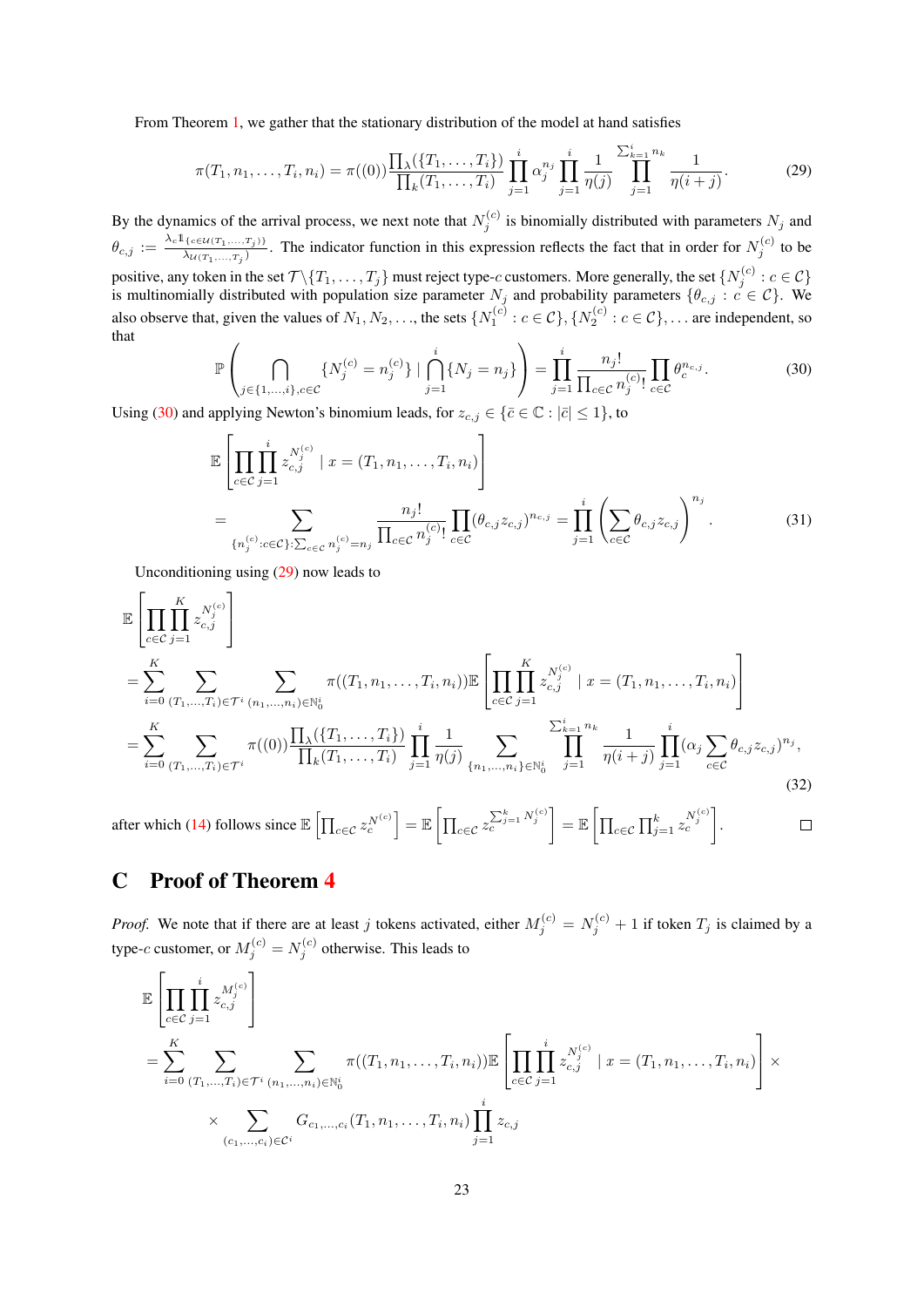From Theorem 1, we gather that the stationary distribution of the model at hand satisfies

$$\pi(T_1, n_1, \dots, T_i, n_i) = \pi((0)) \frac{\prod_\lambda(\{T_1, \dots, T_i\})}{\prod_k(T_1, \dots, T_i)} \prod_{j=1}^{i} \alpha_j^{n_j} \prod_{j=1}^{i} \frac{1}{\eta(j)} \prod_{j=1}^{\sum_{k=1}^{i} n_k} \frac{1}{\eta(i+j)}. \tag{29}$$

By the dynamics of the arrival process, we next note that $N_j^{(c)}$ is binomially distributed with parameters $N_j$ and $\theta_{c,j} := \frac{\lambda_c \mathbb{1}_{\{c \in \mathcal{U}(T_1, \dots, T_j)\}}}{\lambda_{\mathcal{U}(T_1, \dots, T_j)}}$. The indicator function in this expression reflects the fact that in order for $N_j^{(c)}$ to be positive, any token in the set $\mathcal{T} \backslash \{T_1, \dots, T_j\}$ must reject type-$c$ customers. More generally, the set $\{N_j^{(c)} : c \in \mathcal{C}\}$ is multinomially distributed with population size parameter $N_j$ and probability parameters $\{\theta_{c,j} : c \in \mathcal{C}\}$. We also observe that, given the values of $N_1, N_2, \dots$, the sets $\{N_1^{(c)} : c \in \mathcal{C}\}, \{N_2^{(c)} : c \in \mathcal{C}\}, \dots$ are independent, so that

$$\mathbb{P}\left( \bigcap_{j \in \{1, \dots, i\}, c \in \mathcal{C}} \{N_j^{(c)} = n_j^{(c)}\} \mid \bigcap_{j=1}^{i} \{N_j = n_j\} \right) = \prod_{j=1}^{i} \frac{n_j!}{\prod_{c \in \mathcal{C}} n_j^{(c)}!} \prod_{c \in \mathcal{C}} \theta_c^{n_{c,j}}. \tag{30}$$

Using (30) and applying Newton's binomium leads, for $z_{c,j} \in \{\bar{c} \in \mathbb{C} : |\bar{c}| \leq 1\}$, to

$$\begin{aligned}
&\mathbb{E}\left[ \prod_{c \in \mathcal{C}} \prod_{j=1}^{i} z_{c,j}^{N_j^{(c)}} \mid x = (T_1, n_1, \dots, T_i, n_i) \right] \\
&= \sum_{\{n_j^{(c)} : c \in \mathcal{C}\} : \sum_{c \in \mathcal{C}} n_j^{(c)} = n_j} \frac{n_j!}{\prod_{c \in \mathcal{C}} n_j^{(c)}!} \prod_{c \in \mathcal{C}} (\theta_{c,j} z_{c,j})^{n_{c,j}} = \prod_{j=1}^{i} \left( \sum_{c \in \mathcal{C}} \theta_{c,j} z_{c,j} \right)^{n_j}.
\end{aligned} \tag{31}$$

Unconditioning using (29) now leads to

$$\begin{aligned}
&\mathbb{E}\left[ \prod_{c \in \mathcal{C}} \prod_{j=1}^{K} z_{c,j}^{N_j^{(c)}} \right] \\
&= \sum_{i=0}^{K} \sum_{(T_1, \dots, T_i) \in \mathcal{T}^i} \sum_{(n_1, \dots, n_i) \in \mathbb{N}_0^i} \pi((T_1, n_1, \dots, T_i, n_i)) \mathbb{E}\left[ \prod_{c \in \mathcal{C}} \prod_{j=1}^{K} z_{c,j}^{N_j^{(c)}} \mid x = (T_1, n_1, \dots, T_i, n_i) \right] \\
&= \sum_{i=0}^{K} \sum_{(T_1, \dots, T_i) \in \mathcal{T}^i} \pi((0)) \frac{\prod_\lambda(\{T_1, \dots, T_i\})}{\prod_k(T_1, \dots, T_i)} \prod_{j=1}^{i} \frac{1}{\eta(j)} \sum_{\{n_1, \dots, n_i\} \in \mathbb{N}_0^i} \prod_{j=1}^{\sum_{k=1}^{i} n_k} \frac{1}{\eta(i+j)} \prod_{j=1}^{i} (\alpha_j \sum_{c \in \mathcal{C}} \theta_{c,j} z_{c,j})^{n_j},
\end{aligned} \tag{32}$$

after which (14) follows since $\mathbb{E}\left[\prod_{c \in \mathcal{C}} z_c^{N^{(c)}}\right] = \mathbb{E}\left[\prod_{c \in \mathcal{C}} z_c^{\sum_{j=1}^{k} N_j^{(c)}}\right] = \mathbb{E}\left[\prod_{c \in \mathcal{C}} \prod_{j=1}^{k} z_c^{N_j^{(c)}}\right]$. □

# C Proof of Theorem 4

*Proof.* We note that if there are at least $j$ tokens activated, either $M_j^{(c)} = N_j^{(c)} + 1$ if token $T_j$ is claimed by a type-$c$ customer, or $M_j^{(c)} = N_j^{(c)}$ otherwise. This leads to

$$\begin{aligned}
&\mathbb{E}\left[ \prod_{c \in \mathcal{C}} \prod_{j=1}^{i} z_{c,j}^{M_j^{(c)}} \right] \\
&= \sum_{i=0}^{K} \sum_{(T_1, \dots, T_i) \in \mathcal{T}^i} \sum_{(n_1, \dots, n_i) \in \mathbb{N}_0^i} \pi((T_1, n_1, \dots, T_i, n_i)) \mathbb{E}\left[ \prod_{c \in \mathcal{C}} \prod_{j=1}^{i} z_{c,j}^{N_j^{(c)}} \mid x = (T_1, n_1, \dots, T_i, n_i) \right] \times \\
&\quad \times \sum_{(c_1, \dots, c_i) \in \mathcal{C}^i} G_{c_1, \dots, c_i}(T_1, n_1, \dots, T_i, n_i) \prod_{j=1}^{i} z_{c,j}
\end{aligned}$$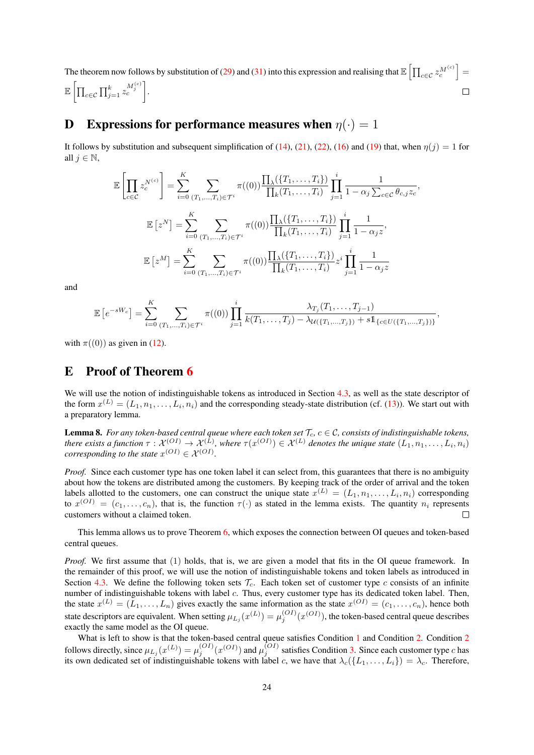The theorem now follows by substitution of (29) and (31) into this expression and realising that $\mathbb{E}\left[\prod_{c\in\mathcal{C}} z_c^{M^{(c)}}\right] = \mathbb{E}\left[\prod_{c\in\mathcal{C}} \prod_{j=1}^{k} z_c^{M_j^{(c)}}\right]$. □

# D Expressions for performance measures when $\eta(\cdot) = 1$

It follows by substitution and subsequent simplification of (14), (21), (22), (16) and (19) that, when $\eta(j) = 1$ for all $j \in \mathbb{N}$,

$$\mathbb{E}\left[\prod_{c\in\mathcal{C}} z_c^{N^{(c)}}\right] = \sum_{i=0}^{K} \sum_{(T_1,\dots,T_i)\in\mathcal{T}^i} \pi((0)) \frac{\prod_\lambda(\{T_1,\dots,T_i\})}{\prod_k(T_1,\dots,T_i)} \prod_{j=1}^{i} \frac{1}{1-\alpha_j \sum_{c\in\mathcal{C}} \theta_{c,j} z_c},$$

$$\mathbb{E}\left[z^N\right] = \sum_{i=0}^{K} \sum_{(T_1,\dots,T_i)\in\mathcal{T}^i} \pi((0)) \frac{\prod_\lambda(\{T_1,\dots,T_i\})}{\prod_k(T_1,\dots,T_i)} \prod_{j=1}^{i} \frac{1}{1-\alpha_j z},$$

$$\mathbb{E}\left[z^M\right] = \sum_{i=0}^{K} \sum_{(T_1,\dots,T_i)\in\mathcal{T}^i} \pi((0)) \frac{\prod_\lambda(\{T_1,\dots,T_i\})}{\prod_k(T_1,\dots,T_i)} z^i \prod_{j=1}^{i} \frac{1}{1-\alpha_j z}$$

and

$$\mathbb{E}\left[e^{-sW_c}\right] = \sum_{i=0}^{K} \sum_{(T_1,\dots,T_i)\in\mathcal{T}^i} \pi((0)) \prod_{j=1}^{i} \frac{\lambda_{T_j}(T_1,\dots,T_{j-1})}{k(T_1,\dots,T_j) - \lambda_{\mathcal{U}(\{T_1,\dots,T_j\})} + s\mathbb{1}_{\{c\in U(\{T_1,\dots,T_j\})\}}},$$

with $\pi((0))$ as given in (12).

# E Proof of Theorem 6

We will use the notion of indistinguishable tokens as introduced in Section 4.3, as well as the state descriptor of the form $x^{(L)} = (L_1, n_1, \dots, L_i, n_i)$ and the corresponding steady-state distribution (cf. (13)). We start out with a preparatory lemma.

**Lemma 8.** *For any token-based central queue where each token set $\mathcal{T}_c$, $c \in \mathcal{C}$, consists of indistinguishable tokens, there exists a function $\tau : \mathcal{X}^{(OI)} \to \mathcal{X}^{(L)}$, where $\tau(x^{(OI)}) \in \mathcal{X}^{(L)}$ denotes the unique state $(L_1, n_1, \dots, L_i, n_i)$ corresponding to the state $x^{(OI)} \in \mathcal{X}^{(OI)}$.*

*Proof.* Since each customer type has one token label it can select from, this guarantees that there is no ambiguity about how the tokens are distributed among the customers. By keeping track of the order of arrival and the token labels allotted to the customers, one can construct the unique state $x^{(L)} = (L_1, n_1, \dots, L_i, n_i)$ corresponding to $x^{(OI)} = (c_1, \dots, c_n)$, that is, the function $\tau(\cdot)$ as stated in the lemma exists. The quantity $n_i$ represents customers without a claimed token. □

This lemma allows us to prove Theorem 6, which exposes the connection between OI queues and token-based central queues.

*Proof.* We first assume that (1) holds, that is, we are given a model that fits in the OI queue framework. In the remainder of this proof, we will use the notion of indistinguishable tokens and token labels as introduced in Section 4.3. We define the following token sets $\mathcal{T}_c$. Each token set of customer type $c$ consists of an infinite number of indistinguishable tokens with label $c$. Thus, every customer type has its dedicated token label. Then, the state $x^{(L)} = (L_1, \dots, L_n)$ gives exactly the same information as the state $x^{(OI)} = (c_1, \dots, c_n)$, hence both state descriptors are equivalent. When setting $\mu_{L_j}(x^{(L)}) = \mu_j^{(OI)}(x^{(OI)})$, the token-based central queue describes exactly the same model as the OI queue.

What is left to show is that the token-based central queue satisfies Condition 1 and Condition 2. Condition 2 follows directly, since $\mu_{L_j}(x^{(L)}) = \mu_j^{(OI)}(x^{(OI)})$ and $\mu_j^{(OI)}$ satisfies Condition 3. Since each customer type $c$ has its own dedicated set of indistinguishable tokens with label $c$, we have that $\lambda_c(\{L_1, \dots, L_i\}) = \lambda_c$. Therefore,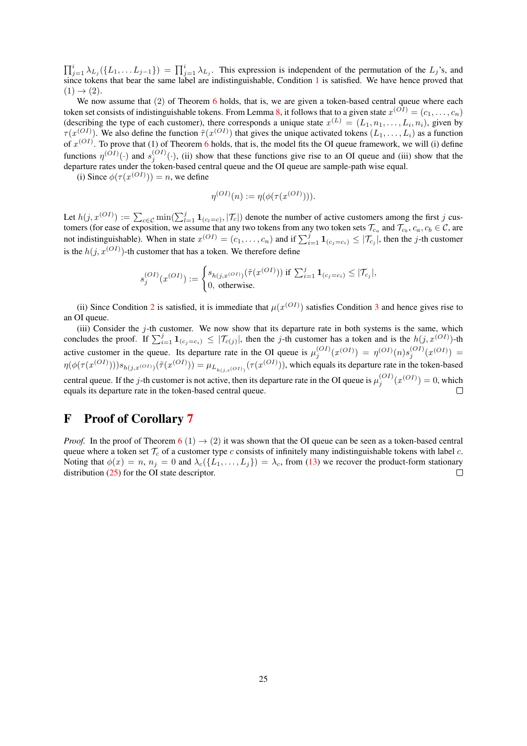$\prod_{j=1}^{i} \lambda_{L_j}(\{L_1, \ldots L_{j-1}\}) = \prod_{j=1}^{i} \lambda_{L_j}$. This expression is independent of the permutation of the $L_j$'s, and since tokens that bear the same label are indistinguishable, Condition 1 is satisfied. We have hence proved that $(1) \rightarrow (2)$.

We now assume that (2) of Theorem 6 holds, that is, we are given a token-based central queue where each token set consists of indistinguishable tokens. From Lemma 8, it follows that to a given state $x^{(OI)} = (c_1, \ldots, c_n)$ (describing the type of each customer), there corresponds a unique state $x^{(L)} = (L_1, n_1, \ldots, L_i, n_i)$, given by $\tau(x^{(OI)})$. We also define the function $\tilde{\tau}(x^{(OI)})$ that gives the unique activated tokens $(L_1, \ldots, L_i)$ as a function of $x^{(OI)}$. To prove that (1) of Theorem 6 holds, that is, the model fits the OI queue framework, we will (i) define functions $\eta^{(OI)}(\cdot)$ and $s_j^{(OI)}(\cdot)$, (ii) show that these functions give rise to an OI queue and (iii) show that the departure rates under the token-based central queue and the OI queue are sample-path wise equal.

(i) Since $\phi(\tau(x^{(OI)})) = n$, we define

$$\eta^{(OI)}(n) := \eta(\phi(\tau(x^{(OI)}))).$$

Let $h(j, x^{(OI)}) := \sum_{c \in \mathcal{C}} \min(\sum_{l=1}^{j} \mathbf{1}_{(c_l = c)}, |\mathcal{T}_c|)$ denote the number of active customers among the first $j$ customers (for ease of exposition, we assume that any two tokens from any two token sets $\mathcal{T}_{c_a}$ and $\mathcal{T}_{c_b}$, $c_a, c_b \in \mathcal{C}$, are not indistinguishable). When in state $x^{(OI)} = (c_1, \ldots, c_n)$ and if $\sum_{i=1}^{j} \mathbf{1}_{(c_j = c_i)} \leq |\mathcal{T}_{c_j}|$, then the $j$-th customer is the $h(j, x^{(OI)})$-th customer that has a token. We therefore define

$$s_j^{(OI)}(x^{(OI)}) := \begin{cases} s_{h(j,x^{(OI)})}(\tilde{\tau}(x^{(OI)})) \text{ if } \sum_{i=1}^{j} \mathbf{1}_{(c_j = c_i)} \leq |\mathcal{T}_{c_j}|, \\ 0, \text{ otherwise.} \end{cases}$$

(ii) Since Condition 2 is satisfied, it is immediate that $\mu(x^{(OI)})$ satisfies Condition 3 and hence gives rise to an OI queue.

(iii) Consider the $j$-th customer. We now show that its departure rate in both systems is the same, which concludes the proof. If $\sum_{i=1}^{j} \mathbf{1}_{(c_j = c_i)} \leq |\mathcal{T}_{c(j)}|$, then the $j$-th customer has a token and is the $h(j, x^{(OI)})$-th active customer in the queue. Its departure rate in the OI queue is $\mu_j^{(OI)}(x^{(OI)}) = \eta^{(OI)}(n) s_j^{(OI)}(x^{(OI)}) = \eta(\phi(\tau(x^{(OI)}))) s_{h(j,x^{(OI)})}(\tilde{\tau}(x^{(OI)})) = \mu_{L_{h(j,x^{(OI)})}}(\tau(x^{(OI)}))$, which equals its departure rate in the token-based central queue. If the $j$-th customer is not active, then its departure rate in the OI queue is $\mu_j^{(OI)}(x^{(OI)}) = 0$, which equals its departure rate in the token-based central queue. □

# F Proof of Corollary 7

*Proof.* In the proof of Theorem 6 $(1) \rightarrow (2)$ it was shown that the OI queue can be seen as a token-based central queue where a token set $\mathcal{T}_c$ of a customer type $c$ consists of infinitely many indistinguishable tokens with label $c$. Noting that $\phi(x) = n$, $n_j = 0$ and $\lambda_c(\{L_1, \ldots, L_j\}) = \lambda_c$, from (13) we recover the product-form stationary distribution (25) for the OI state descriptor. □